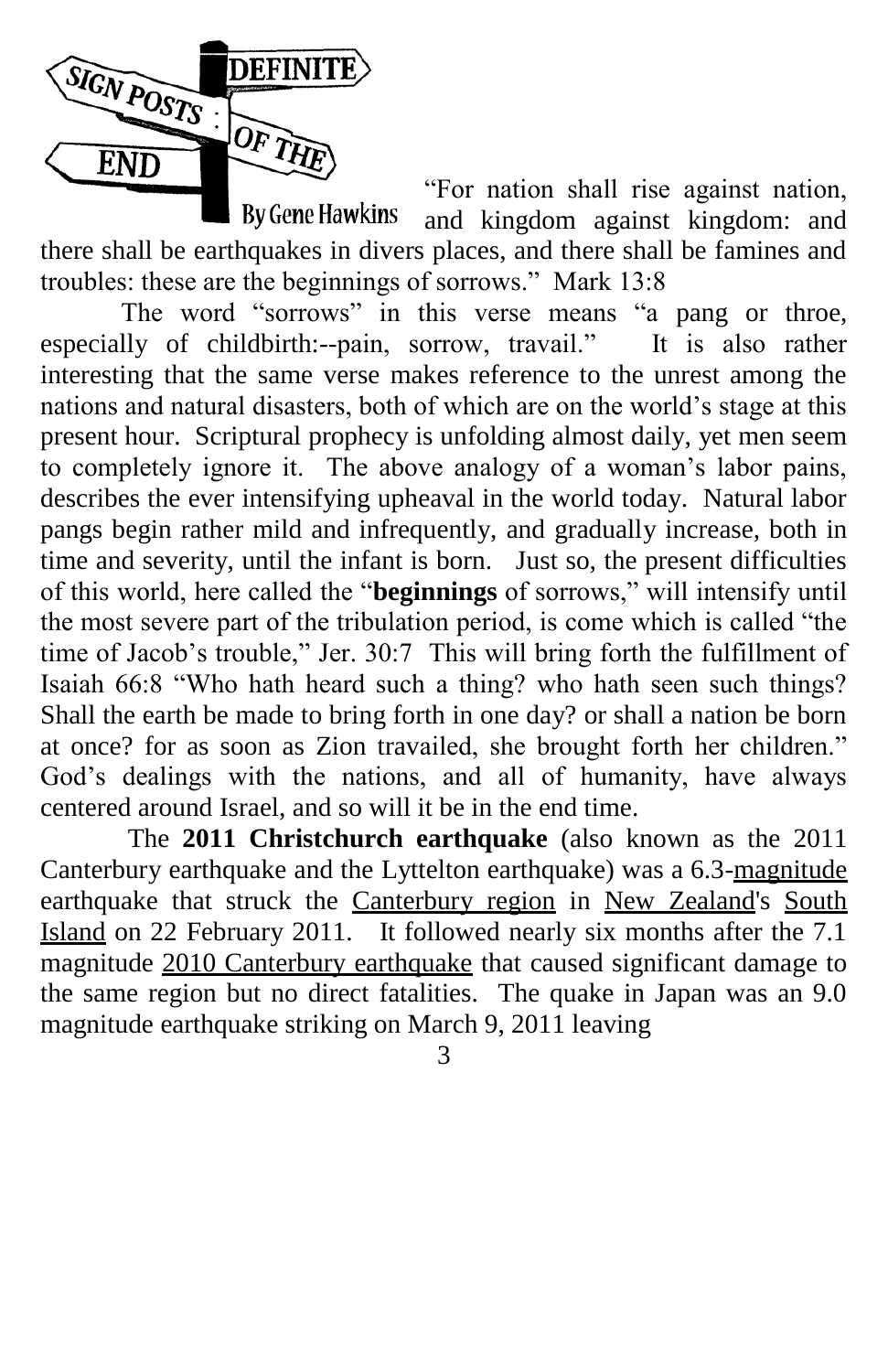# SIGN POSTS: DEFINITE OF THE END

By Gene Hawkins

"For nation shall rise against nation, and kingdom against kingdom: and there shall be earthquakes in divers places, and there shall be famines and troubles: these are the beginnings of sorrows." Mark 13:8

The word "sorrows" in this verse means "a pang or throe, especially of childbirth:--pain, sorrow, travail." It is also rather interesting that the same verse makes reference to the unrest among the nations and natural disasters, both of which are on the world's stage at this present hour. Scriptural prophecy is unfolding almost daily, yet men seem to completely ignore it. The above analogy of a woman's labor pains, describes the ever intensifying upheaval in the world today. Natural labor pangs begin rather mild and infrequently, and gradually increase, both in time and severity, until the infant is born. Just so, the present difficulties of this world, here called the "**beginnings** of sorrows," will intensify until the most severe part of the tribulation period, is come which is called "the time of Jacob's trouble," Jer. 30:7 This will bring forth the fulfillment of Isaiah 66:8 "Who hath heard such a thing? who hath seen such things? Shall the earth be made to bring forth in one day? or shall a nation be born at once? for as soon as Zion travailed, she brought forth her children." God's dealings with the nations, and all of humanity, have always centered around Israel, and so will it be in the end time.

The **2011 Christchurch earthquake** (also known as the 2011 Canterbury earthquake and the Lyttelton earthquake) was a 6.3-magnitude earthquake that struck the Canterbury region in New Zealand's South Island on 22 February 2011. It followed nearly six months after the 7.1 magnitude 2010 Canterbury earthquake that caused significant damage to the same region but no direct fatalities. The quake in Japan was an 9.0 magnitude earthquake striking on March 9, 2011 leaving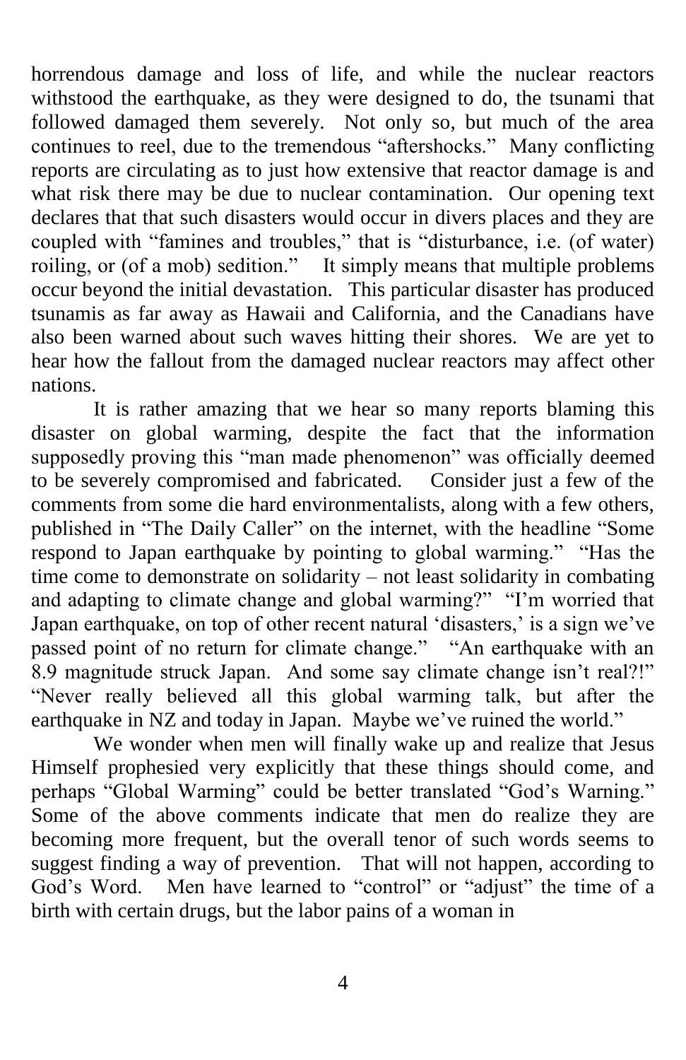horrendous damage and loss of life, and while the nuclear reactors withstood the earthquake, as they were designed to do, the tsunami that followed damaged them severely. Not only so, but much of the area continues to reel, due to the tremendous "aftershocks." Many conflicting reports are circulating as to just how extensive that reactor damage is and what risk there may be due to nuclear contamination. Our opening text declares that that such disasters would occur in divers places and they are coupled with "famines and troubles," that is "disturbance, i.e. (of water) roiling, or (of a mob) sedition." It simply means that multiple problems occur beyond the initial devastation. This particular disaster has produced tsunamis as far away as Hawaii and California, and the Canadians have also been warned about such waves hitting their shores. We are yet to hear how the fallout from the damaged nuclear reactors may affect other nations.

It is rather amazing that we hear so many reports blaming this disaster on global warming, despite the fact that the information supposedly proving this "man made phenomenon" was officially deemed to be severely compromised and fabricated. Consider just a few of the comments from some die hard environmentalists, along with a few others, published in "The Daily Caller" on the internet, with the headline "Some respond to Japan earthquake by pointing to global warming." "Has the time come to demonstrate on solidarity – not least solidarity in combating and adapting to climate change and global warming?" "I'm worried that Japan earthquake, on top of other recent natural 'disasters,' is a sign we've passed point of no return for climate change." "An earthquake with an 8.9 magnitude struck Japan. And some say climate change isn't real?!" "Never really believed all this global warming talk, but after the earthquake in NZ and today in Japan. Maybe we've ruined the world."

We wonder when men will finally wake up and realize that Jesus Himself prophesied very explicitly that these things should come, and perhaps "Global Warming" could be better translated "God's Warning." Some of the above comments indicate that men do realize they are becoming more frequent, but the overall tenor of such words seems to suggest finding a way of prevention. That will not happen, according to God's Word. Men have learned to "control" or "adjust" the time of a birth with certain drugs, but the labor pains of a woman in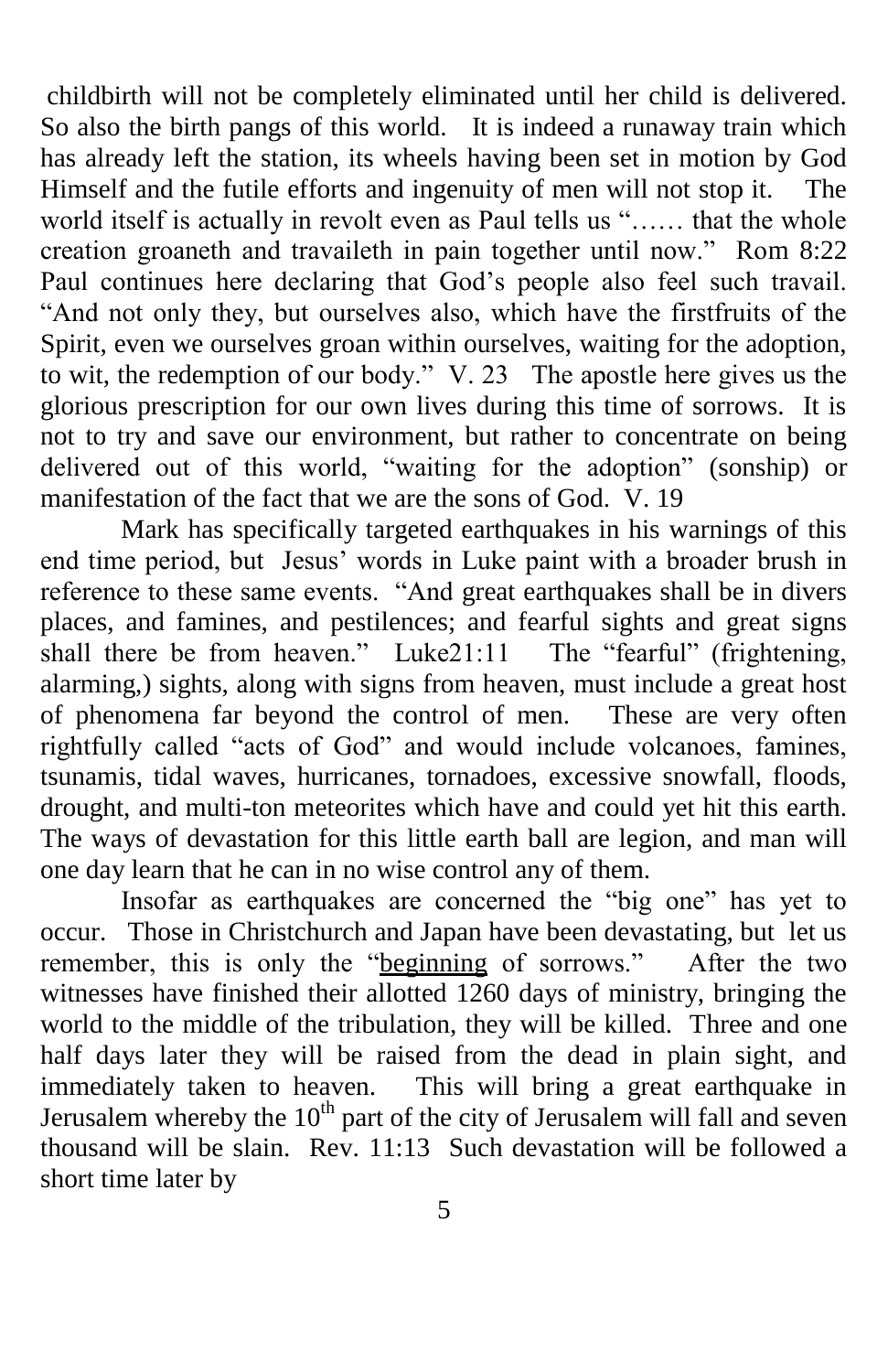childbirth will not be completely eliminated until her child is delivered. So also the birth pangs of this world. It is indeed a runaway train which has already left the station, its wheels having been set in motion by God Himself and the futile efforts and ingenuity of men will not stop it. The world itself is actually in revolt even as Paul tells us "…… that the whole creation groaneth and travaileth in pain together until now." Rom 8:22 Paul continues here declaring that God's people also feel such travail. "And not only they, but ourselves also, which have the firstfruits of the Spirit, even we ourselves groan within ourselves, waiting for the adoption, to wit, the redemption of our body." V. 23 The apostle here gives us the glorious prescription for our own lives during this time of sorrows. It is not to try and save our environment, but rather to concentrate on being delivered out of this world, "waiting for the adoption" (sonship) or manifestation of the fact that we are the sons of God. V. 19

Mark has specifically targeted earthquakes in his warnings of this end time period, but Jesus' words in Luke paint with a broader brush in reference to these same events. "And great earthquakes shall be in divers places, and famines, and pestilences; and fearful sights and great signs shall there be from heaven." Luke21:11 The "fearful" (frightening, alarming,) sights, along with signs from heaven, must include a great host of phenomena far beyond the control of men. These are very often rightfully called "acts of God" and would include volcanoes, famines, tsunamis, tidal waves, hurricanes, tornadoes, excessive snowfall, floods, drought, and multi-ton meteorites which have and could yet hit this earth. The ways of devastation for this little earth ball are legion, and man will one day learn that he can in no wise control any of them.

Insofar as earthquakes are concerned the "big one" has yet to occur. Those in Christchurch and Japan have been devastating, but let us remember, this is only the "<u>beginning</u> of sorrows." After the two witnesses have finished their allotted 1260 days of ministry, bringing the world to the middle of the tribulation, they will be killed. Three and one half days later they will be raised from the dead in plain sight, and immediately taken to heaven. This will bring a great earthquake in Jerusalem whereby the 10th part of the city of Jerusalem will fall and seven thousand will be slain. Rev. 11:13 Such devastation will be followed a short time later by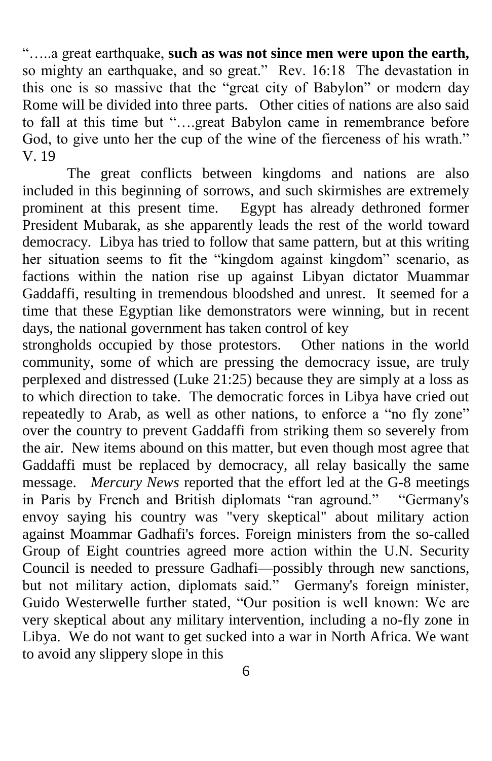"…..a great earthquake, **such as was not since men were upon the earth,** so mighty an earthquake, and so great." Rev. 16:18 The devastation in this one is so massive that the "great city of Babylon" or modern day Rome will be divided into three parts. Other cities of nations are also said to fall at this time but "….great Babylon came in remembrance before God, to give unto her the cup of the wine of the fierceness of his wrath." V. 19

The great conflicts between kingdoms and nations are also included in this beginning of sorrows, and such skirmishes are extremely prominent at this present time. Egypt has already dethroned former President Mubarak, as she apparently leads the rest of the world toward democracy. Libya has tried to follow that same pattern, but at this writing her situation seems to fit the "kingdom against kingdom" scenario, as factions within the nation rise up against Libyan dictator Muammar Gaddaffi, resulting in tremendous bloodshed and unrest. It seemed for a time that these Egyptian like demonstrators were winning, but in recent days, the national government has taken control of key strongholds occupied by those protestors. Other nations in the world community, some of which are pressing the democracy issue, are truly perplexed and distressed (Luke 21:25) because they are simply at a loss as to which direction to take. The democratic forces in Libya have cried out repeatedly to Arab, as well as other nations, to enforce a "no fly zone" over the country to prevent Gaddaffi from striking them so severely from the air. New items abound on this matter, but even though most agree that Gaddaffi must be replaced by democracy, all relay basically the same message. *Mercury News* reported that the effort led at the G-8 meetings in Paris by French and British diplomats "ran aground." "Germany's envoy saying his country was "very skeptical" about military action against Moammar Gadhafi's forces. Foreign ministers from the so-called Group of Eight countries agreed more action within the U.N. Security Council is needed to pressure Gadhafi—possibly through new sanctions, but not military action, diplomats said." Germany's foreign minister, Guido Westerwelle further stated, "Our position is well known: We are very skeptical about any military intervention, including a no-fly zone in Libya. We do not want to get sucked into a war in North Africa. We want to avoid any slippery slope in this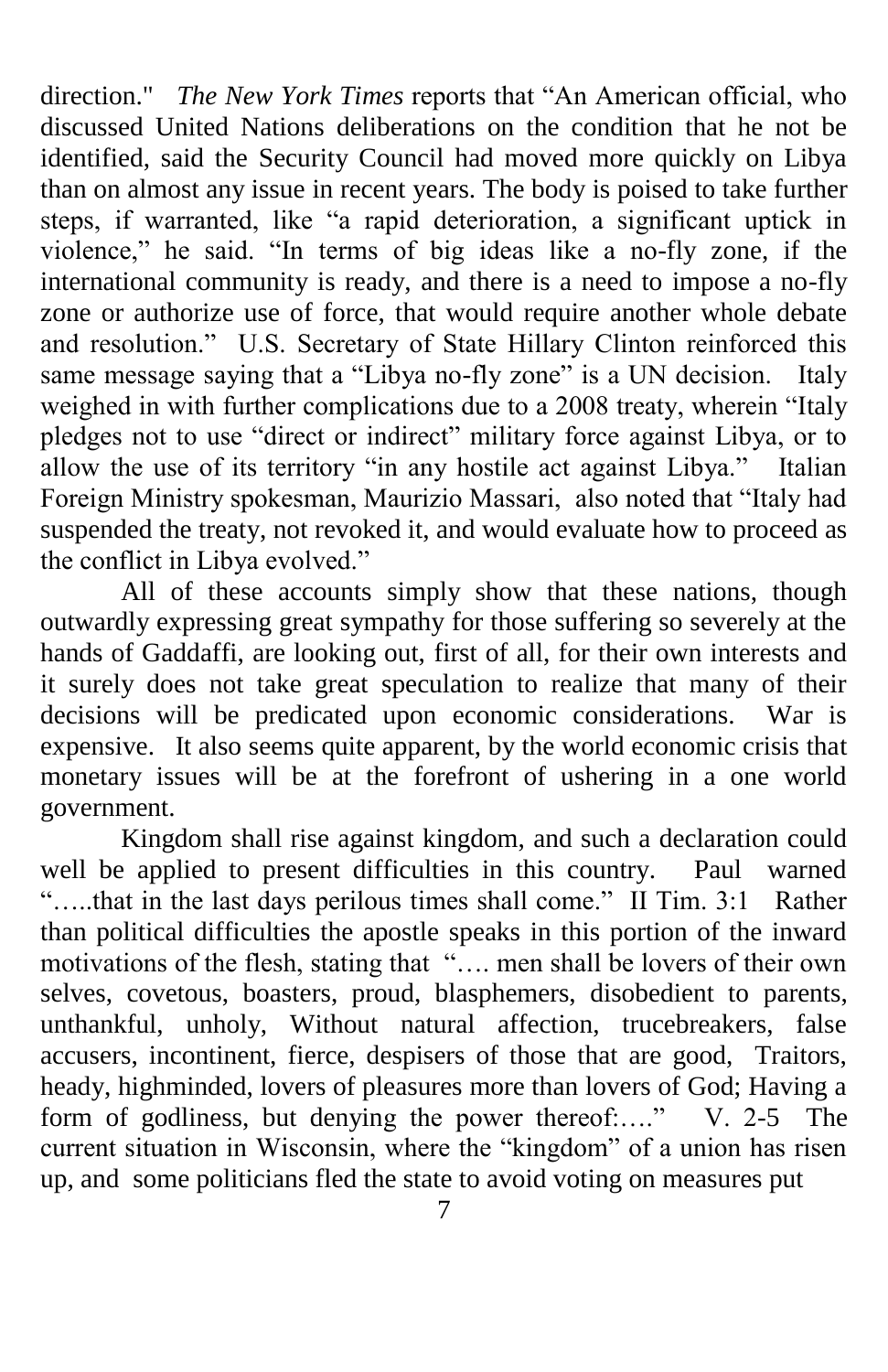direction." *The New York Times* reports that "An American official, who discussed United Nations deliberations on the condition that he not be identified, said the Security Council had moved more quickly on Libya than on almost any issue in recent years. The body is poised to take further steps, if warranted, like "a rapid deterioration, a significant uptick in violence," he said. "In terms of big ideas like a no-fly zone, if the international community is ready, and there is a need to impose a no-fly zone or authorize use of force, that would require another whole debate and resolution." U.S. Secretary of State Hillary Clinton reinforced this same message saying that a "Libya no-fly zone" is a UN decision. Italy weighed in with further complications due to a 2008 treaty, wherein "Italy pledges not to use "direct or indirect" military force against Libya, or to allow the use of its territory "in any hostile act against Libya." Italian Foreign Ministry spokesman, Maurizio Massari, also noted that "Italy had suspended the treaty, not revoked it, and would evaluate how to proceed as the conflict in Libya evolved."

All of these accounts simply show that these nations, though outwardly expressing great sympathy for those suffering so severely at the hands of Gaddaffi, are looking out, first of all, for their own interests and it surely does not take great speculation to realize that many of their decisions will be predicated upon economic considerations. War is expensive. It also seems quite apparent, by the world economic crisis that monetary issues will be at the forefront of ushering in a one world government.

Kingdom shall rise against kingdom, and such a declaration could well be applied to present difficulties in this country. Paul warned "…..that in the last days perilous times shall come." II Tim. 3:1 Rather than political difficulties the apostle speaks in this portion of the inward motivations of the flesh, stating that "…. men shall be lovers of their own selves, covetous, boasters, proud, blasphemers, disobedient to parents, unthankful, unholy, Without natural affection, trucebreakers, false accusers, incontinent, fierce, despisers of those that are good, Traitors, heady, highminded, lovers of pleasures more than lovers of God; Having a form of godliness, but denying the power thereof:…." V. 2-5 The current situation in Wisconsin, where the "kingdom" of a union has risen up, and some politicians fled the state to avoid voting on measures put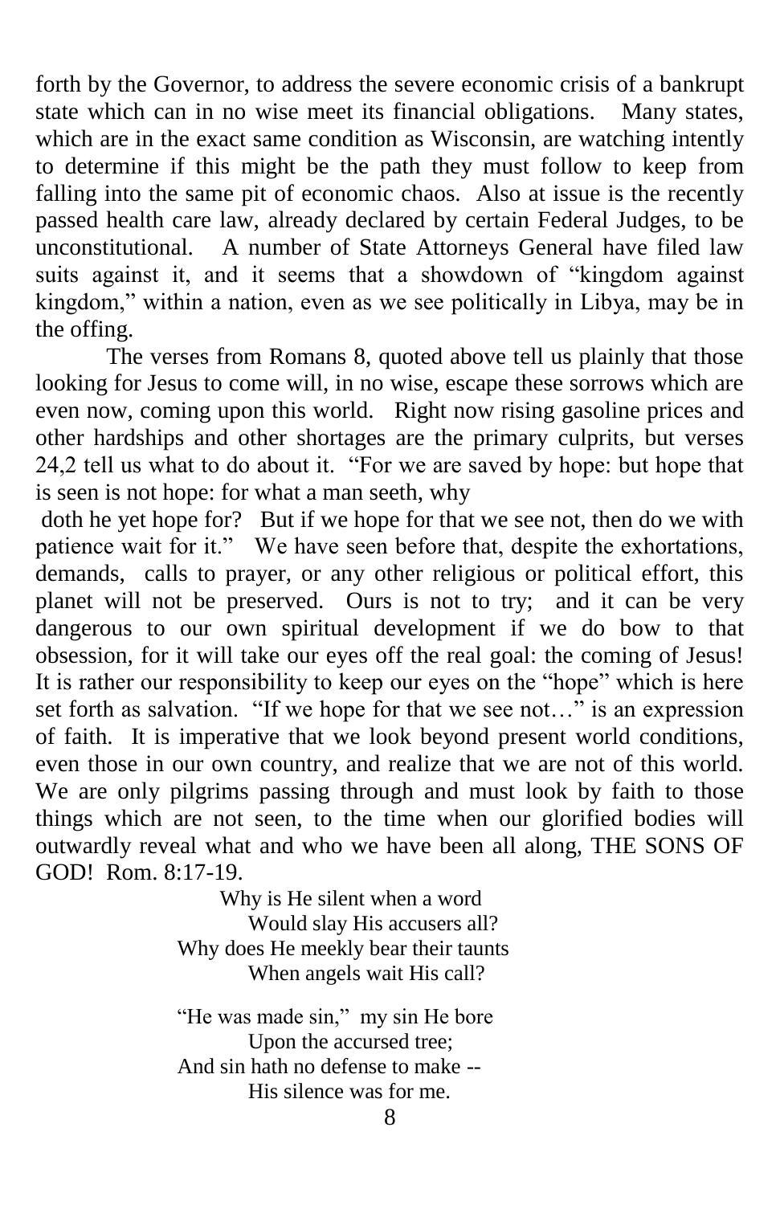forth by the Governor, to address the severe economic crisis of a bankrupt state which can in no wise meet its financial obligations. Many states, which are in the exact same condition as Wisconsin, are watching intently to determine if this might be the path they must follow to keep from falling into the same pit of economic chaos. Also at issue is the recently passed health care law, already declared by certain Federal Judges, to be unconstitutional. A number of State Attorneys General have filed law suits against it, and it seems that a showdown of "kingdom against kingdom," within a nation, even as we see politically in Libya, may be in the offing.

The verses from Romans 8, quoted above tell us plainly that those looking for Jesus to come will, in no wise, escape these sorrows which are even now, coming upon this world. Right now rising gasoline prices and other hardships and other shortages are the primary culprits, but verses 24,2 tell us what to do about it. "For we are saved by hope: but hope that is seen is not hope: for what a man seeth, why doth he yet hope for? But if we hope for that we see not, then do we with patience wait for it." We have seen before that, despite the exhortations, demands, calls to prayer, or any other religious or political effort, this planet will not be preserved. Ours is not to try; and it can be very dangerous to our own spiritual development if we do bow to that obsession, for it will take our eyes off the real goal: the coming of Jesus! It is rather our responsibility to keep our eyes on the "hope" which is here set forth as salvation. "If we hope for that we see not…" is an expression of faith. It is imperative that we look beyond present world conditions, even those in our own country, and realize that we are not of this world. We are only pilgrims passing through and must look by faith to those things which are not seen, to the time when our glorified bodies will outwardly reveal what and who we have been all along, THE SONS OF GOD! Rom. 8:17-19.

Why is He silent when a word  
Would slay His accusers all?  
Why does He meekly bear their taunts  
When angels wait His call?

"He was made sin," my sin He bore  
Upon the accursed tree;  
And sin hath no defense to make --  
His silence was for me.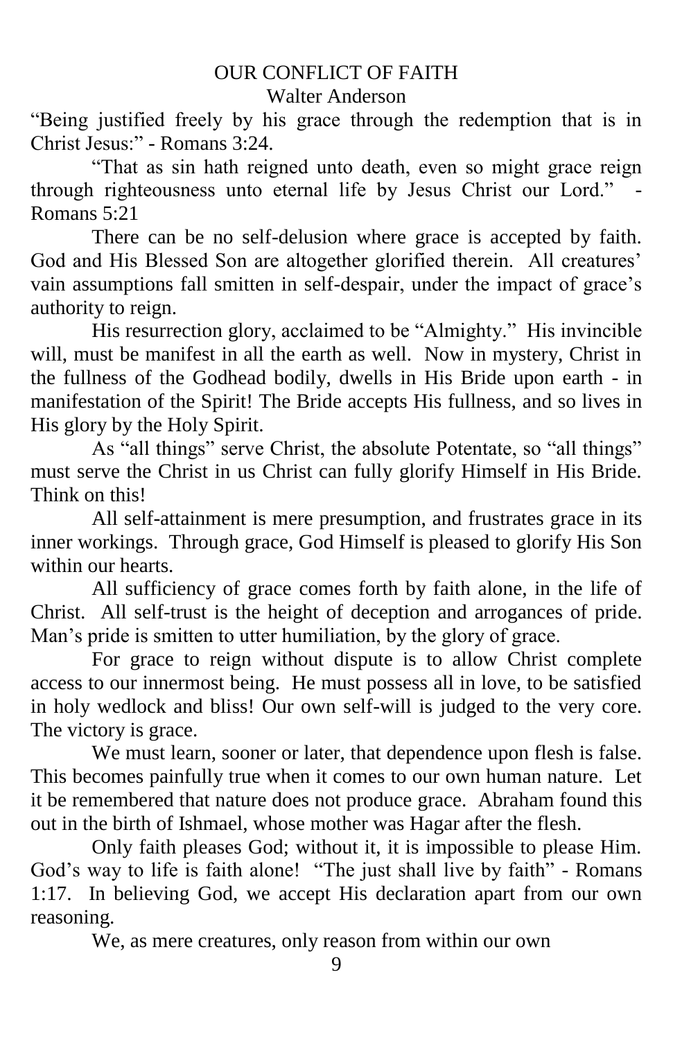# OUR CONFLICT OF FAITH

Walter Anderson

"Being justified freely by his grace through the redemption that is in Christ Jesus:" - Romans 3:24.

"That as sin hath reigned unto death, even so might grace reign through righteousness unto eternal life by Jesus Christ our Lord." - Romans 5:21

There can be no self-delusion where grace is accepted by faith. God and His Blessed Son are altogether glorified therein. All creatures' vain assumptions fall smitten in self-despair, under the impact of grace's authority to reign.

His resurrection glory, acclaimed to be "Almighty." His invincible will, must be manifest in all the earth as well. Now in mystery, Christ in the fullness of the Godhead bodily, dwells in His Bride upon earth - in manifestation of the Spirit! The Bride accepts His fullness, and so lives in His glory by the Holy Spirit.

As "all things" serve Christ, the absolute Potentate, so "all things" must serve the Christ in us Christ can fully glorify Himself in His Bride. Think on this!

All self-attainment is mere presumption, and frustrates grace in its inner workings. Through grace, God Himself is pleased to glorify His Son within our hearts.

All sufficiency of grace comes forth by faith alone, in the life of Christ. All self-trust is the height of deception and arrogances of pride. Man's pride is smitten to utter humiliation, by the glory of grace.

For grace to reign without dispute is to allow Christ complete access to our innermost being. He must possess all in love, to be satisfied in holy wedlock and bliss! Our own self-will is judged to the very core. The victory is grace.

We must learn, sooner or later, that dependence upon flesh is false. This becomes painfully true when it comes to our own human nature. Let it be remembered that nature does not produce grace. Abraham found this out in the birth of Ishmael, whose mother was Hagar after the flesh.

Only faith pleases God; without it, it is impossible to please Him. God's way to life is faith alone! "The just shall live by faith" - Romans 1:17. In believing God, we accept His declaration apart from our own reasoning.

We, as mere creatures, only reason from within our own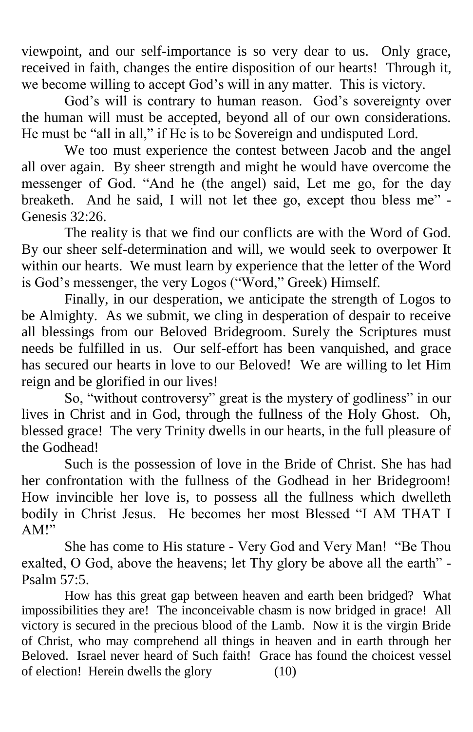viewpoint, and our self-importance is so very dear to us. Only grace, received in faith, changes the entire disposition of our hearts! Through it, we become willing to accept God's will in any matter. This is victory.

God's will is contrary to human reason. God's sovereignty over the human will must be accepted, beyond all of our own considerations. He must be "all in all," if He is to be Sovereign and undisputed Lord.

We too must experience the contest between Jacob and the angel all over again. By sheer strength and might he would have overcome the messenger of God. "And he (the angel) said, Let me go, for the day breaketh. And he said, I will not let thee go, except thou bless me" - Genesis 32:26.

The reality is that we find our conflicts are with the Word of God. By our sheer self-determination and will, we would seek to overpower It within our hearts. We must learn by experience that the letter of the Word is God's messenger, the very Logos ("Word," Greek) Himself.

Finally, in our desperation, we anticipate the strength of Logos to be Almighty. As we submit, we cling in desperation of despair to receive all blessings from our Beloved Bridegroom. Surely the Scriptures must needs be fulfilled in us. Our self-effort has been vanquished, and grace has secured our hearts in love to our Beloved! We are willing to let Him reign and be glorified in our lives!

So, "without controversy" great is the mystery of godliness" in our lives in Christ and in God, through the fullness of the Holy Ghost. Oh, blessed grace! The very Trinity dwells in our hearts, in the full pleasure of the Godhead!

Such is the possession of love in the Bride of Christ. She has had her confrontation with the fullness of the Godhead in her Bridegroom! How invincible her love is, to possess all the fullness which dwelleth bodily in Christ Jesus. He becomes her most Blessed "I AM THAT I AM!"

She has come to His stature - Very God and Very Man! "Be Thou exalted, O God, above the heavens; let Thy glory be above all the earth" - Psalm 57:5.

How has this great gap between heaven and earth been bridged? What impossibilities they are! The inconceivable chasm is now bridged in grace! All victory is secured in the precious blood of the Lamb. Now it is the virgin Bride of Christ, who may comprehend all things in heaven and in earth through her Beloved. Israel never heard of Such faith! Grace has found the choicest vessel of election! Herein dwells the glory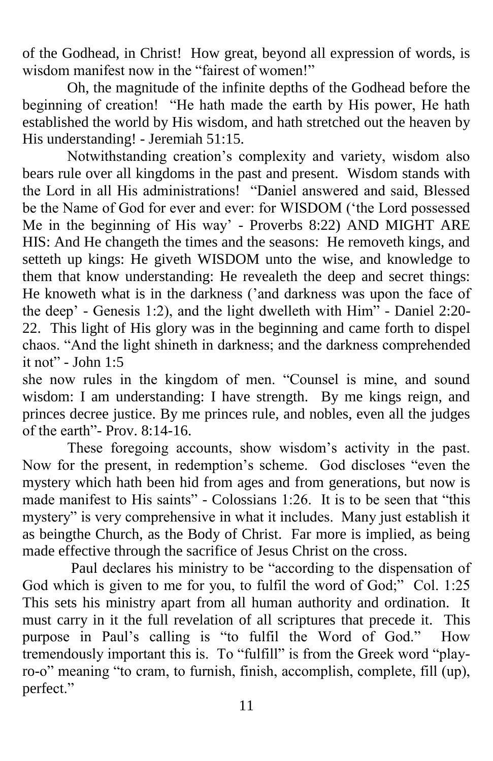of the Godhead, in Christ! How great, beyond all expression of words, is wisdom manifest now in the "fairest of women!"

Oh, the magnitude of the infinite depths of the Godhead before the beginning of creation! "He hath made the earth by His power, He hath established the world by His wisdom, and hath stretched out the heaven by His understanding! - Jeremiah 51:15.

Notwithstanding creation's complexity and variety, wisdom also bears rule over all kingdoms in the past and present. Wisdom stands with the Lord in all His administrations! "Daniel answered and said, Blessed be the Name of God for ever and ever: for WISDOM ('the Lord possessed Me in the beginning of His way' - Proverbs 8:22) AND MIGHT ARE HIS: And He changeth the times and the seasons: He removeth kings, and setteth up kings: He giveth WISDOM unto the wise, and knowledge to them that know understanding: He revealeth the deep and secret things: He knoweth what is in the darkness ('and darkness was upon the face of the deep' - Genesis 1:2), and the light dwelleth with Him" - Daniel 2:20-22. This light of His glory was in the beginning and came forth to dispel chaos. "And the light shineth in darkness; and the darkness comprehended it not" - John 1:5

she now rules in the kingdom of men. "Counsel is mine, and sound wisdom: I am understanding: I have strength. By me kings reign, and princes decree justice. By me princes rule, and nobles, even all the judges of the earth"- Prov. 8:14-16.

These foregoing accounts, show wisdom's activity in the past. Now for the present, in redemption's scheme. God discloses "even the mystery which hath been hid from ages and from generations, but now is made manifest to His saints" - Colossians 1:26. It is to be seen that "this mystery" is very comprehensive in what it includes. Many just establish it as beingthe Church, as the Body of Christ. Far more is implied, as being made effective through the sacrifice of Jesus Christ on the cross.

Paul declares his ministry to be "according to the dispensation of God which is given to me for you, to fulfil the word of God;" Col. 1:25 This sets his ministry apart from all human authority and ordination. It must carry in it the full revelation of all scriptures that precede it. This purpose in Paul's calling is "to fulfil the Word of God." How tremendously important this is. To "fulfill" is from the Greek word "play-ro-o" meaning "to cram, to furnish, finish, accomplish, complete, fill (up), perfect."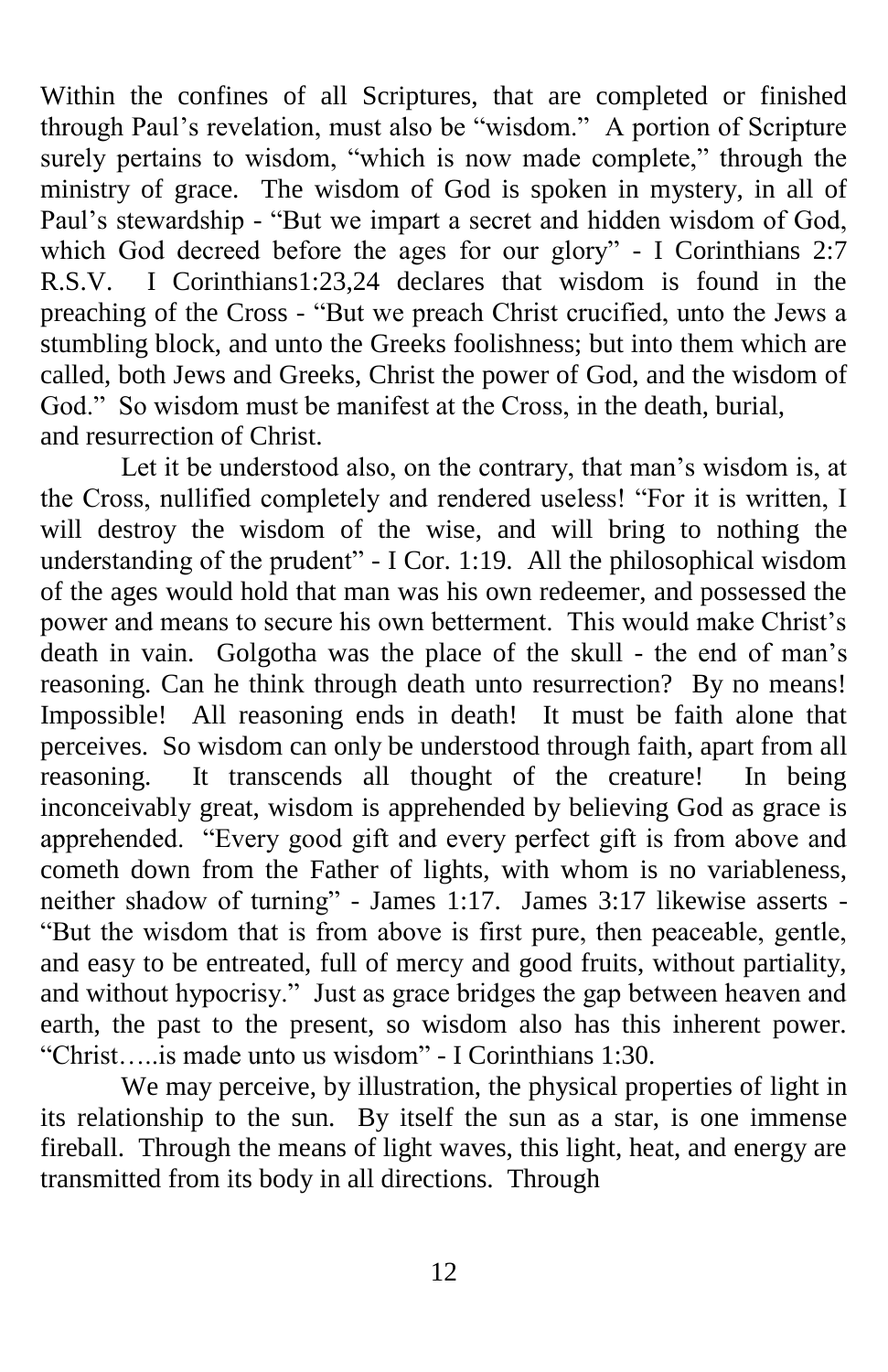Within the confines of all Scriptures, that are completed or finished through Paul's revelation, must also be "wisdom." A portion of Scripture surely pertains to wisdom, "which is now made complete," through the ministry of grace. The wisdom of God is spoken in mystery, in all of Paul's stewardship - "But we impart a secret and hidden wisdom of God, which God decreed before the ages for our glory" - I Corinthians 2:7 R.S.V. I Corinthians1:23,24 declares that wisdom is found in the preaching of the Cross - "But we preach Christ crucified, unto the Jews a stumbling block, and unto the Greeks foolishness; but into them which are called, both Jews and Greeks, Christ the power of God, and the wisdom of God." So wisdom must be manifest at the Cross, in the death, burial, and resurrection of Christ.

Let it be understood also, on the contrary, that man's wisdom is, at the Cross, nullified completely and rendered useless! "For it is written, I will destroy the wisdom of the wise, and will bring to nothing the understanding of the prudent" - I Cor. 1:19. All the philosophical wisdom of the ages would hold that man was his own redeemer, and possessed the power and means to secure his own betterment. This would make Christ's death in vain. Golgotha was the place of the skull - the end of man's reasoning. Can he think through death unto resurrection? By no means! Impossible! All reasoning ends in death! It must be faith alone that perceives. So wisdom can only be understood through faith, apart from all reasoning. It transcends all thought of the creature! In being inconceivably great, wisdom is apprehended by believing God as grace is apprehended. "Every good gift and every perfect gift is from above and cometh down from the Father of lights, with whom is no variableness, neither shadow of turning" - James 1:17. James 3:17 likewise asserts - "But the wisdom that is from above is first pure, then peaceable, gentle, and easy to be entreated, full of mercy and good fruits, without partiality, and without hypocrisy." Just as grace bridges the gap between heaven and earth, the past to the present, so wisdom also has this inherent power. "Christ…..is made unto us wisdom" - I Corinthians 1:30.

We may perceive, by illustration, the physical properties of light in its relationship to the sun. By itself the sun as a star, is one immense fireball. Through the means of light waves, this light, heat, and energy are transmitted from its body in all directions. Through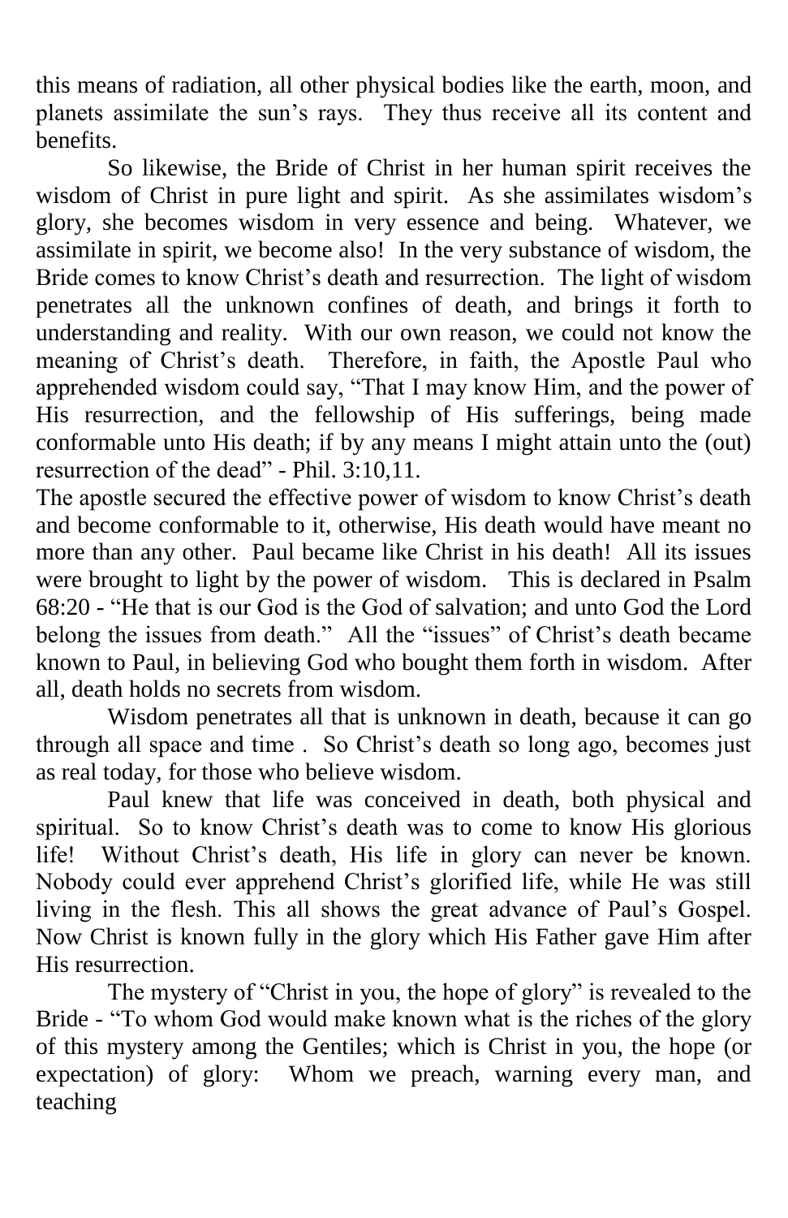this means of radiation, all other physical bodies like the earth, moon, and planets assimilate the sun's rays. They thus receive all its content and benefits.

So likewise, the Bride of Christ in her human spirit receives the wisdom of Christ in pure light and spirit. As she assimilates wisdom's glory, she becomes wisdom in very essence and being. Whatever, we assimilate in spirit, we become also! In the very substance of wisdom, the Bride comes to know Christ's death and resurrection. The light of wisdom penetrates all the unknown confines of death, and brings it forth to understanding and reality. With our own reason, we could not know the meaning of Christ's death. Therefore, in faith, the Apostle Paul who apprehended wisdom could say, "That I may know Him, and the power of His resurrection, and the fellowship of His sufferings, being made conformable unto His death; if by any means I might attain unto the (out) resurrection of the dead" - Phil. 3:10,11.

The apostle secured the effective power of wisdom to know Christ's death and become conformable to it, otherwise, His death would have meant no more than any other. Paul became like Christ in his death! All its issues were brought to light by the power of wisdom. This is declared in Psalm 68:20 - "He that is our God is the God of salvation; and unto God the Lord belong the issues from death." All the "issues" of Christ's death became known to Paul, in believing God who bought them forth in wisdom. After all, death holds no secrets from wisdom.

Wisdom penetrates all that is unknown in death, because it can go through all space and time . So Christ's death so long ago, becomes just as real today, for those who believe wisdom.

Paul knew that life was conceived in death, both physical and spiritual. So to know Christ's death was to come to know His glorious life! Without Christ's death, His life in glory can never be known. Nobody could ever apprehend Christ's glorified life, while He was still living in the flesh. This all shows the great advance of Paul's Gospel. Now Christ is known fully in the glory which His Father gave Him after His resurrection.

The mystery of "Christ in you, the hope of glory" is revealed to the Bride - "To whom God would make known what is the riches of the glory of this mystery among the Gentiles; which is Christ in you, the hope (or expectation) of glory: Whom we preach, warning every man, and teaching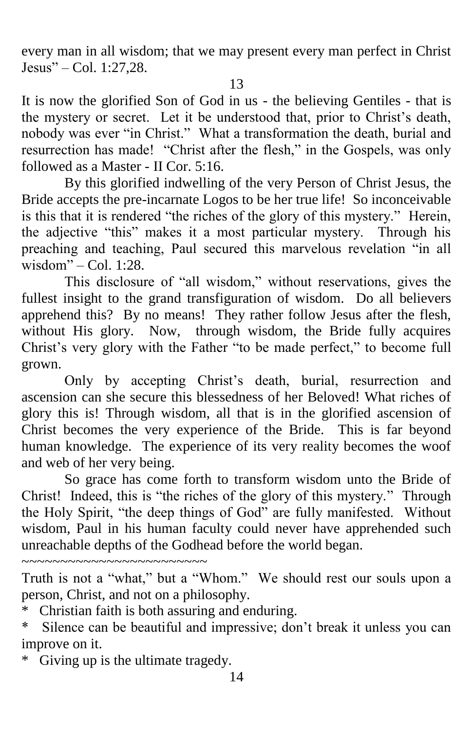every man in all wisdom; that we may present every man perfect in Christ Jesus" – Col. 1:27,28.

It is now the glorified Son of God in us - the believing Gentiles - that is the mystery or secret. Let it be understood that, prior to Christ's death, nobody was ever "in Christ." What a transformation the death, burial and resurrection has made! "Christ after the flesh," in the Gospels, was only followed as a Master - II Cor. 5:16.

By this glorified indwelling of the very Person of Christ Jesus, the Bride accepts the pre-incarnate Logos to be her true life! So inconceivable is this that it is rendered "the riches of the glory of this mystery." Herein, the adjective "this" makes it a most particular mystery. Through his preaching and teaching, Paul secured this marvelous revelation "in all wisdom" – Col. 1:28.

This disclosure of "all wisdom," without reservations, gives the fullest insight to the grand transfiguration of wisdom. Do all believers apprehend this? By no means! They rather follow Jesus after the flesh, without His glory. Now, through wisdom, the Bride fully acquires Christ's very glory with the Father "to be made perfect," to become full grown.

Only by accepting Christ's death, burial, resurrection and ascension can she secure this blessedness of her Beloved! What riches of glory this is! Through wisdom, all that is in the glorified ascension of Christ becomes the very experience of the Bride. This is far beyond human knowledge. The experience of its very reality becomes the woof and web of her very being.

So grace has come forth to transform wisdom unto the Bride of Christ! Indeed, this is "the riches of the glory of this mystery." Through the Holy Spirit, "the deep things of God" are fully manifested. Without wisdom, Paul in his human faculty could never have apprehended such unreachable depths of the Godhead before the world began.

~~~~~~~~~~~~~~~~~~~~~~~~

Truth is not a "what," but a "Whom." We should rest our souls upon a person, Christ, and not on a philosophy.

* Christian faith is both assuring and enduring.
* Silence can be beautiful and impressive; don't break it unless you can improve on it.
* Giving up is the ultimate tragedy.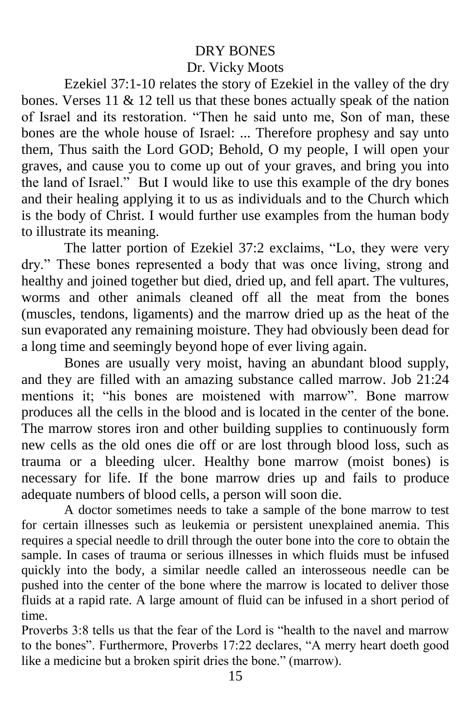# DRY BONES

Dr. Vicky Moots

Ezekiel 37:1-10 relates the story of Ezekiel in the valley of the dry bones. Verses 11 & 12 tell us that these bones actually speak of the nation of Israel and its restoration. “Then he said unto me, Son of man, these bones are the whole house of Israel: ... Therefore prophesy and say unto them, Thus saith the Lord GOD; Behold, O my people, I will open your graves, and cause you to come up out of your graves, and bring you into the land of Israel.” But I would like to use this example of the dry bones and their healing applying it to us as individuals and to the Church which is the body of Christ. I would further use examples from the human body to illustrate its meaning.

The latter portion of Ezekiel 37:2 exclaims, “Lo, they were very dry.” These bones represented a body that was once living, strong and healthy and joined together but died, dried up, and fell apart. The vultures, worms and other animals cleaned off all the meat from the bones (muscles, tendons, ligaments) and the marrow dried up as the heat of the sun evaporated any remaining moisture. They had obviously been dead for a long time and seemingly beyond hope of ever living again.

Bones are usually very moist, having an abundant blood supply, and they are filled with an amazing substance called marrow. Job 21:24 mentions it; “his bones are moistened with marrow”. Bone marrow produces all the cells in the blood and is located in the center of the bone. The marrow stores iron and other building supplies to continuously form new cells as the old ones die off or are lost through blood loss, such as trauma or a bleeding ulcer. Healthy bone marrow (moist bones) is necessary for life. If the bone marrow dries up and fails to produce adequate numbers of blood cells, a person will soon die.

A doctor sometimes needs to take a sample of the bone marrow to test for certain illnesses such as leukemia or persistent unexplained anemia. This requires a special needle to drill through the outer bone into the core to obtain the sample. In cases of trauma or serious illnesses in which fluids must be infused quickly into the body, a similar needle called an interosseous needle can be pushed into the center of the bone where the marrow is located to deliver those fluids at a rapid rate. A large amount of fluid can be infused in a short period of time.

Proverbs 3:8 tells us that the fear of the Lord is “health to the navel and marrow to the bones”. Furthermore, Proverbs 17:22 declares, “A merry heart doeth good like a medicine but a broken spirit dries the bone.” (marrow).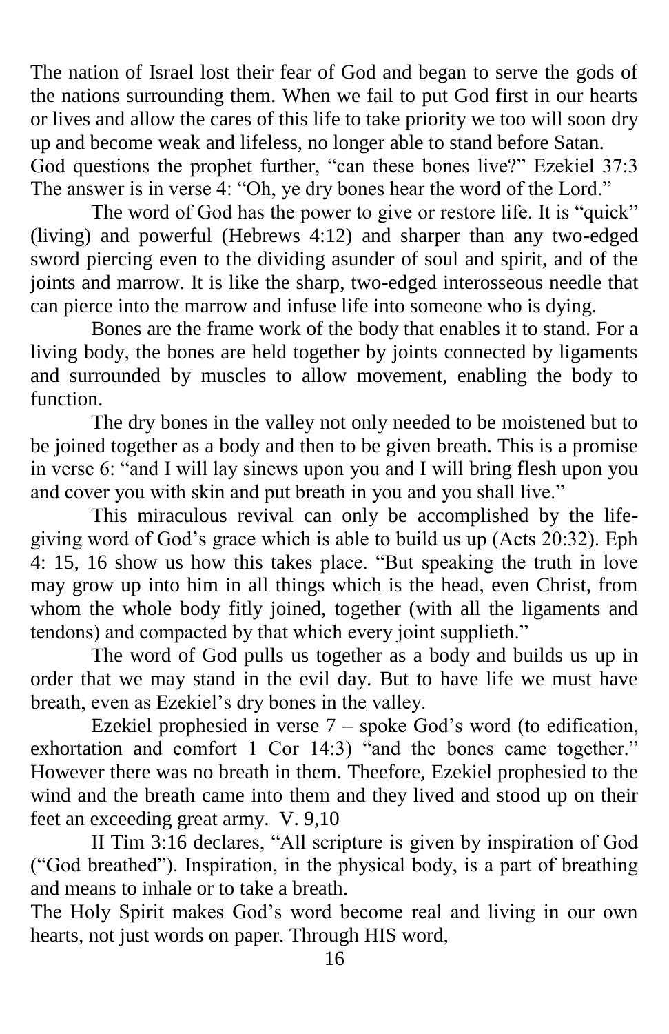The nation of Israel lost their fear of God and began to serve the gods of the nations surrounding them. When we fail to put God first in our hearts or lives and allow the cares of this life to take priority we too will soon dry up and become weak and lifeless, no longer able to stand before Satan.
God questions the prophet further, "can these bones live?" Ezekiel 37:3 The answer is in verse 4: "Oh, ye dry bones hear the word of the Lord."

The word of God has the power to give or restore life. It is "quick" (living) and powerful (Hebrews 4:12) and sharper than any two-edged sword piercing even to the dividing asunder of soul and spirit, and of the joints and marrow. It is like the sharp, two-edged interosseous needle that can pierce into the marrow and infuse life into someone who is dying.

Bones are the frame work of the body that enables it to stand. For a living body, the bones are held together by joints connected by ligaments and surrounded by muscles to allow movement, enabling the body to function.

The dry bones in the valley not only needed to be moistened but to be joined together as a body and then to be given breath. This is a promise in verse 6: "and I will lay sinews upon you and I will bring flesh upon you and cover you with skin and put breath in you and you shall live."

This miraculous revival can only be accomplished by the life-giving word of God's grace which is able to build us up (Acts 20:32). Eph 4: 15, 16 show us how this takes place. "But speaking the truth in love may grow up into him in all things which is the head, even Christ, from whom the whole body fitly joined, together (with all the ligaments and tendons) and compacted by that which every joint supplieth."

The word of God pulls us together as a body and builds us up in order that we may stand in the evil day. But to have life we must have breath, even as Ezekiel's dry bones in the valley.

Ezekiel prophesied in verse 7 – spoke God's word (to edification, exhortation and comfort 1 Cor 14:3) "and the bones came together." However there was no breath in them. Theefore, Ezekiel prophesied to the wind and the breath came into them and they lived and stood up on their feet an exceeding great army. V. 9,10

II Tim 3:16 declares, "All scripture is given by inspiration of God ("God breathed"). Inspiration, in the physical body, is a part of breathing and means to inhale or to take a breath.
The Holy Spirit makes God's word become real and living in our own hearts, not just words on paper. Through HIS word,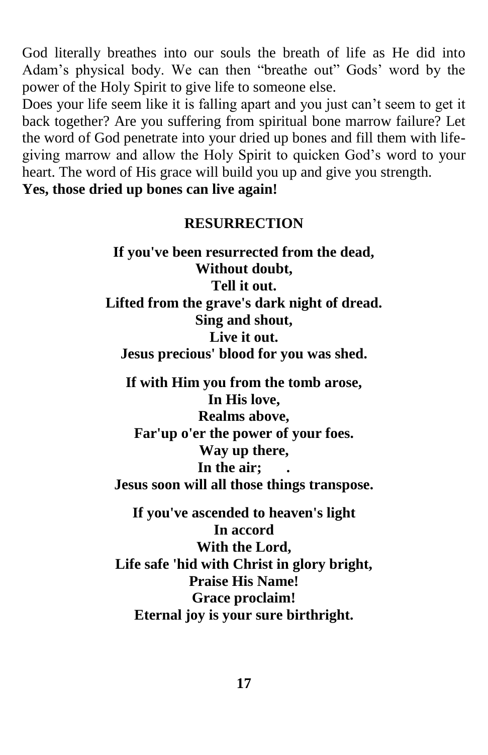God literally breathes into our souls the breath of life as He did into Adam's physical body. We can then "breathe out" Gods' word by the power of the Holy Spirit to give life to someone else.

Does your life seem like it is falling apart and you just can't seem to get it back together? Are you suffering from spiritual bone marrow failure? Let the word of God penetrate into your dried up bones and fill them with life-giving marrow and allow the Holy Spirit to quicken God's word to your heart. The word of His grace will build you up and give you strength.

**Yes, those dried up bones can live again!**

## RESURRECTION

**If you've been resurrected from the dead,**
**Without doubt,**
**Tell it out.**
**Lifted from the grave's dark night of dread.**
**Sing and shout,**
**Live it out.**
**Jesus precious' blood for you was shed.**

**If with Him you from the tomb arose,**
**In His love,**
**Realms above,**
**Far'up o'er the power of your foes.**
**Way up there,**
**In the air; .**
**Jesus soon will all those things transpose.**

**If you've ascended to heaven's light**
**In accord**
**With the Lord,**
**Life safe 'hid with Christ in glory bright,**
**Praise His Name!**
**Grace proclaim!**
**Eternal joy is your sure birthright.**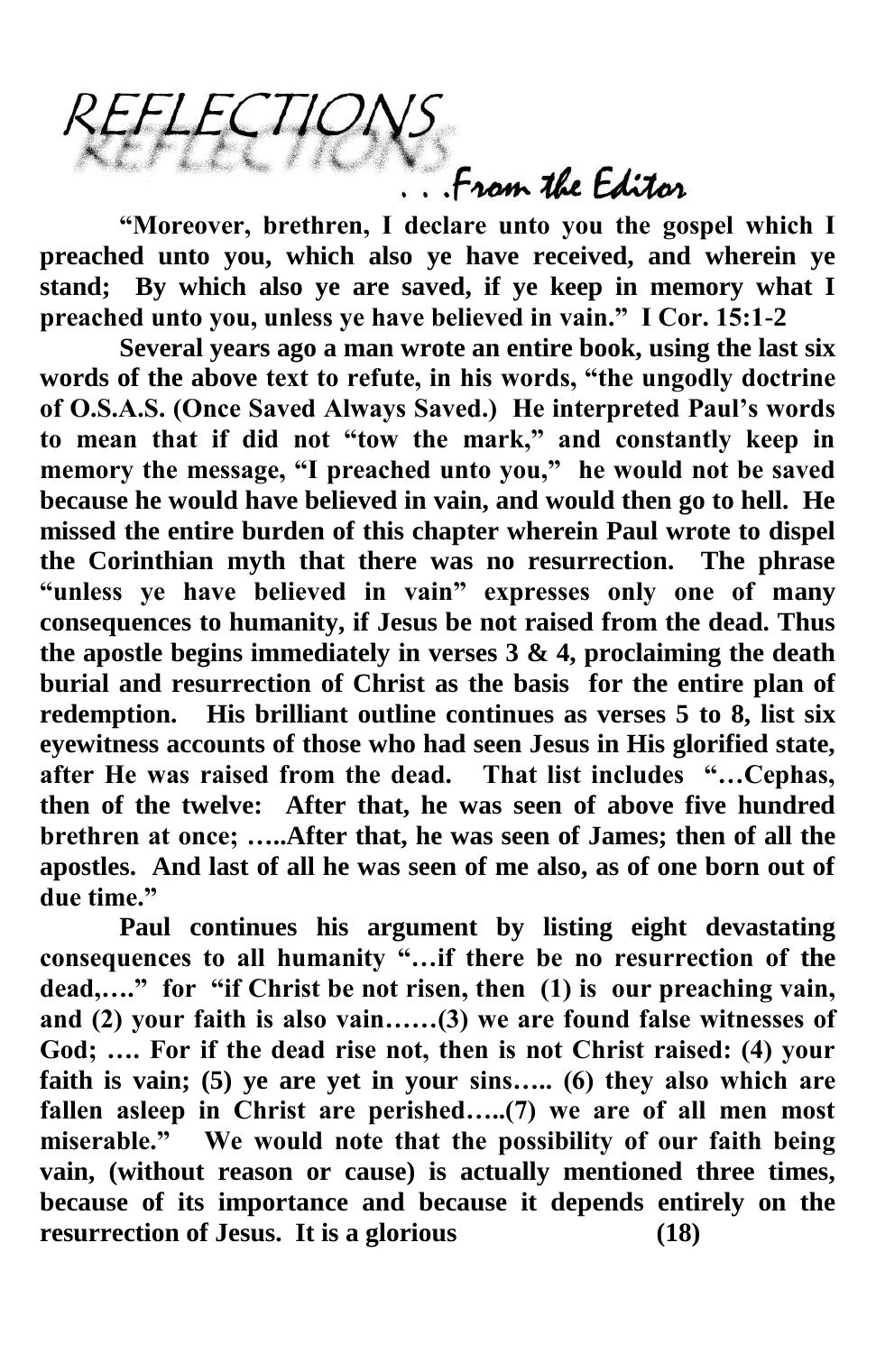# REFLECTIONS

## . . .From the Editor

**"Moreover, brethren, I declare unto you the gospel which I preached unto you, which also ye have received, and wherein ye stand; By which also ye are saved, if ye keep in memory what I preached unto you, unless ye have believed in vain." I Cor. 15:1-2**

**Several years ago a man wrote an entire book, using the last six words of the above text to refute, in his words, "the ungodly doctrine of O.S.A.S. (Once Saved Always Saved.) He interpreted Paul's words to mean that if did not "tow the mark," and constantly keep in memory the message, "I preached unto you," he would not be saved because he would have believed in vain, and would then go to hell. He missed the entire burden of this chapter wherein Paul wrote to dispel the Corinthian myth that there was no resurrection. The phrase "unless ye have believed in vain" expresses only one of many consequences to humanity, if Jesus be not raised from the dead. Thus the apostle begins immediately in verses 3 & 4, proclaiming the death burial and resurrection of Christ as the basis for the entire plan of redemption. His brilliant outline continues as verses 5 to 8, list six eyewitness accounts of those who had seen Jesus in His glorified state, after He was raised from the dead. That list includes "…Cephas, then of the twelve: After that, he was seen of above five hundred brethren at once; …..After that, he was seen of James; then of all the apostles. And last of all he was seen of me also, as of one born out of due time."**

**Paul continues his argument by listing eight devastating consequences to all humanity "…if there be no resurrection of the dead,…." for "if Christ be not risen, then (1) is our preaching vain, and (2) your faith is also vain……(3) we are found false witnesses of God; …. For if the dead rise not, then is not Christ raised: (4) your faith is vain; (5) ye are yet in your sins….. (6) they also which are fallen asleep in Christ are perished…..(7) we are of all men most miserable." We would note that the possibility of our faith being vain, (without reason or cause) is actually mentioned three times, because of its importance and because it depends entirely on the resurrection of Jesus. It is a glorious**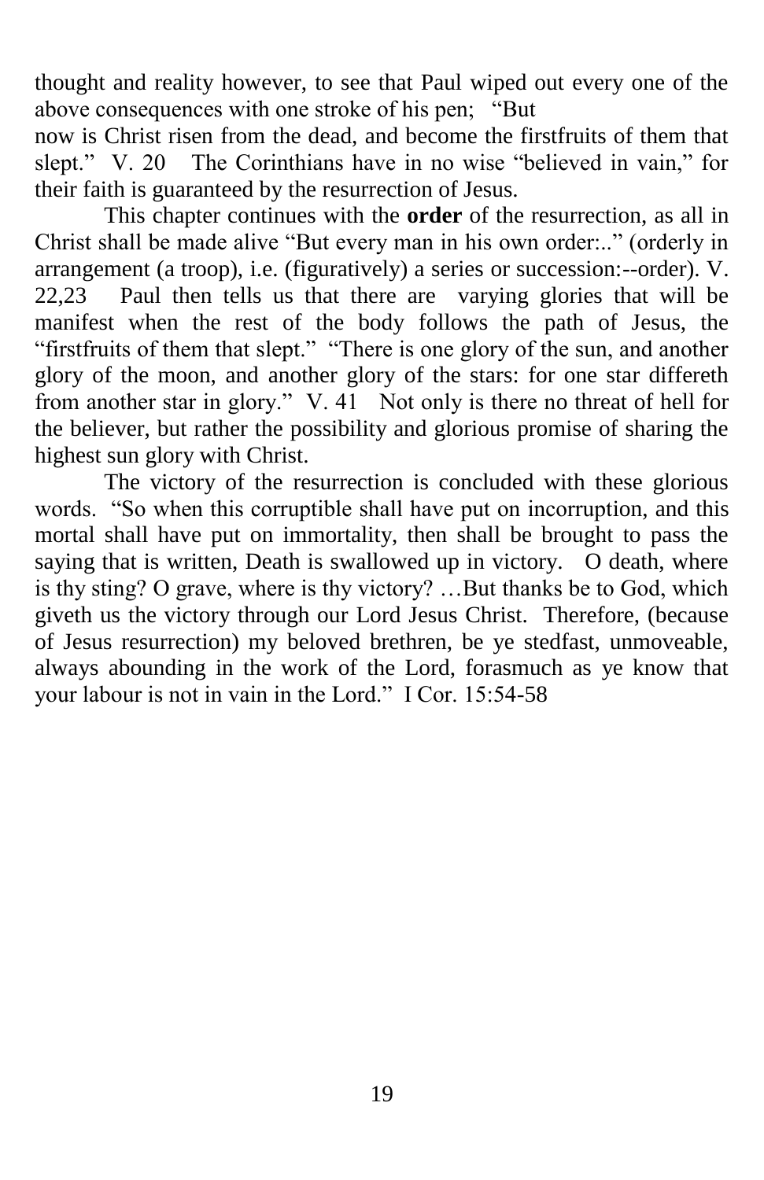thought and reality however, to see that Paul wiped out every one of the above consequences with one stroke of his pen; "But now is Christ risen from the dead, and become the firstfruits of them that slept." V. 20 The Corinthians have in no wise "believed in vain," for their faith is guaranteed by the resurrection of Jesus.

This chapter continues with the **order** of the resurrection, as all in Christ shall be made alive "But every man in his own order:.." (orderly in arrangement (a troop), i.e. (figuratively) a series or succession:--order). V. 22,23 Paul then tells us that there are varying glories that will be manifest when the rest of the body follows the path of Jesus, the "firstfruits of them that slept." "There is one glory of the sun, and another glory of the moon, and another glory of the stars: for one star differeth from another star in glory." V. 41 Not only is there no threat of hell for the believer, but rather the possibility and glorious promise of sharing the highest sun glory with Christ.

The victory of the resurrection is concluded with these glorious words. "So when this corruptible shall have put on incorruption, and this mortal shall have put on immortality, then shall be brought to pass the saying that is written, Death is swallowed up in victory. O death, where is thy sting? O grave, where is thy victory? …But thanks be to God, which giveth us the victory through our Lord Jesus Christ. Therefore, (because of Jesus resurrection) my beloved brethren, be ye stedfast, unmoveable, always abounding in the work of the Lord, forasmuch as ye know that your labour is not in vain in the Lord." I Cor. 15:54-58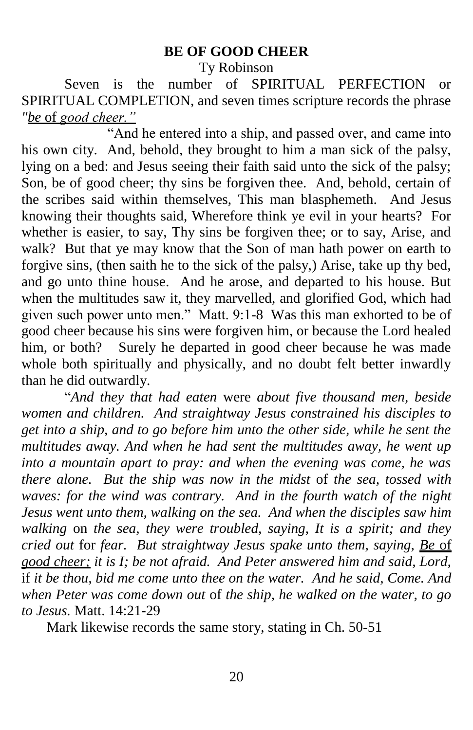**BE OF GOOD CHEER**

Ty Robinson

Seven is the number of SPIRITUAL PERFECTION or SPIRITUAL COMPLETION, and seven times scripture records the phrase *"be* of *good cheer."*

"And he entered into a ship, and passed over, and came into his own city. And, behold, they brought to him a man sick of the palsy, lying on a bed: and Jesus seeing their faith said unto the sick of the palsy; Son, be of good cheer; thy sins be forgiven thee. And, behold, certain of the scribes said within themselves, This man blasphemeth. And Jesus knowing their thoughts said, Wherefore think ye evil in your hearts? For whether is easier, to say, Thy sins be forgiven thee; or to say, Arise, and walk? But that ye may know that the Son of man hath power on earth to forgive sins, (then saith he to the sick of the palsy,) Arise, take up thy bed, and go unto thine house. And he arose, and departed to his house. But when the multitudes saw it, they marvelled, and glorified God, which had given such power unto men." Matt. 9:1-8 Was this man exhorted to be of good cheer because his sins were forgiven him, or because the Lord healed him, or both? Surely he departed in good cheer because he was made whole both spiritually and physically, and no doubt felt better inwardly than he did outwardly.

"*And they that had eaten* were *about five thousand men, beside women and children. And straightway Jesus constrained his disciples to get into a ship, and to go before him unto the other side, while he sent the multitudes away. And when he had sent the multitudes away, he went up into a mountain apart to pray: and when the evening was come, he was there alone. But the ship was now in the midst* of *the sea, tossed with waves: for the wind was contrary. And in the fourth watch of the night Jesus went unto them, walking on the sea. And when the disciples saw him walking* on *the sea, they were troubled, saying, It is a spirit; and they cried out* for *fear. But straightway Jesus spake unto them, saying, Be* of *good cheer; it is I; be not afraid. And Peter answered him and said, Lord,* if *it be thou, bid me come unto thee on the water. And he said, Come. And when Peter was come down out* of *the ship, he walked on the water, to go to Jesus.* Matt. 14:21-29

Mark likewise records the same story, stating in Ch. 50-51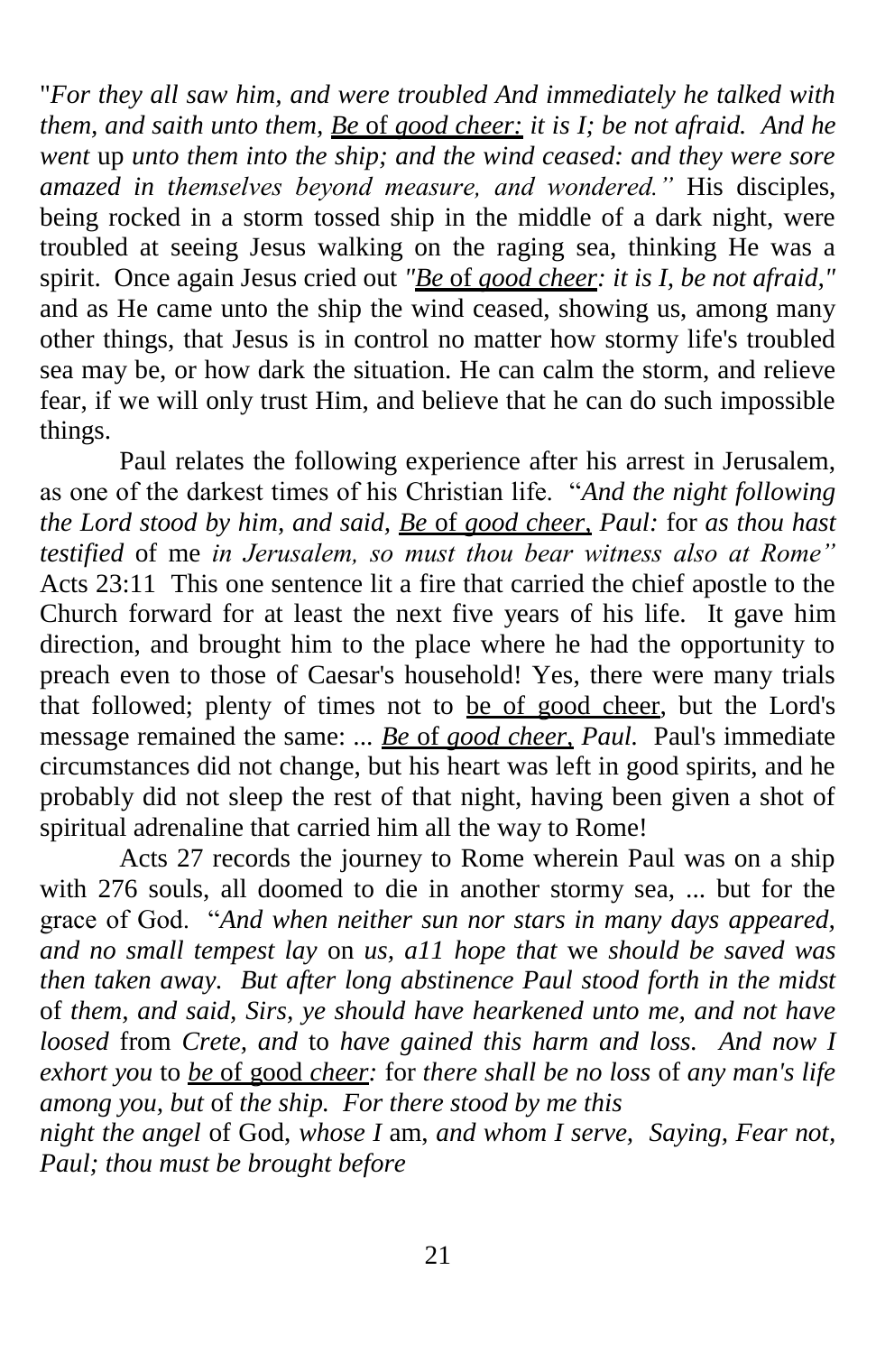"*For they all saw him, and were troubled And immediately he talked with them, and saith unto them, Be of good cheer: it is I; be not afraid. And he went up unto them into the ship; and the wind ceased: and they were sore amazed in themselves beyond measure, and wondered."* His disciples, being rocked in a storm tossed ship in the middle of a dark night, were troubled at seeing Jesus walking on the raging sea, thinking He was a spirit. Once again Jesus cried out *"Be of good cheer: it is I, be not afraid,"* and as He came unto the ship the wind ceased, showing us, among many other things, that Jesus is in control no matter how stormy life's troubled sea may be, or how dark the situation. He can calm the storm, and relieve fear, if we will only trust Him, and believe that he can do such impossible things.

Paul relates the following experience after his arrest in Jerusalem, as one of the darkest times of his Christian life. "*And the night following the Lord stood by him, and said, Be of good cheer, Paul:* for *as thou hast testified* of me *in Jerusalem, so must thou bear witness also at Rome"* Acts 23:11 This one sentence lit a fire that carried the chief apostle to the Church forward for at least the next five years of his life. It gave him direction, and brought him to the place where he had the opportunity to preach even to those of Caesar's household! Yes, there were many trials that followed; plenty of times not to be of good cheer, but the Lord's message remained the same: ... *Be of good cheer, Paul.* Paul's immediate circumstances did not change, but his heart was left in good spirits, and he probably did not sleep the rest of that night, having been given a shot of spiritual adrenaline that carried him all the way to Rome!

Acts 27 records the journey to Rome wherein Paul was on a ship with 276 souls, all doomed to die in another stormy sea, ... but for the grace of God. "*And when neither sun nor stars in many days appeared, and no small tempest lay* on *us, a11 hope that* we *should be saved was then taken away. But after long abstinence Paul stood forth in the midst* of *them, and said, Sirs, ye should have hearkened unto me, and not have loosed* from *Crete, and* to *have gained this harm and loss. And now I exhort you* to *be* of good *cheer:* for *there shall be no loss* of *any man's life among you, but* of *the ship. For there stood by me this night the angel* of God, *whose I* am, *and whom I serve, Saying, Fear not, Paul; thou must be brought before*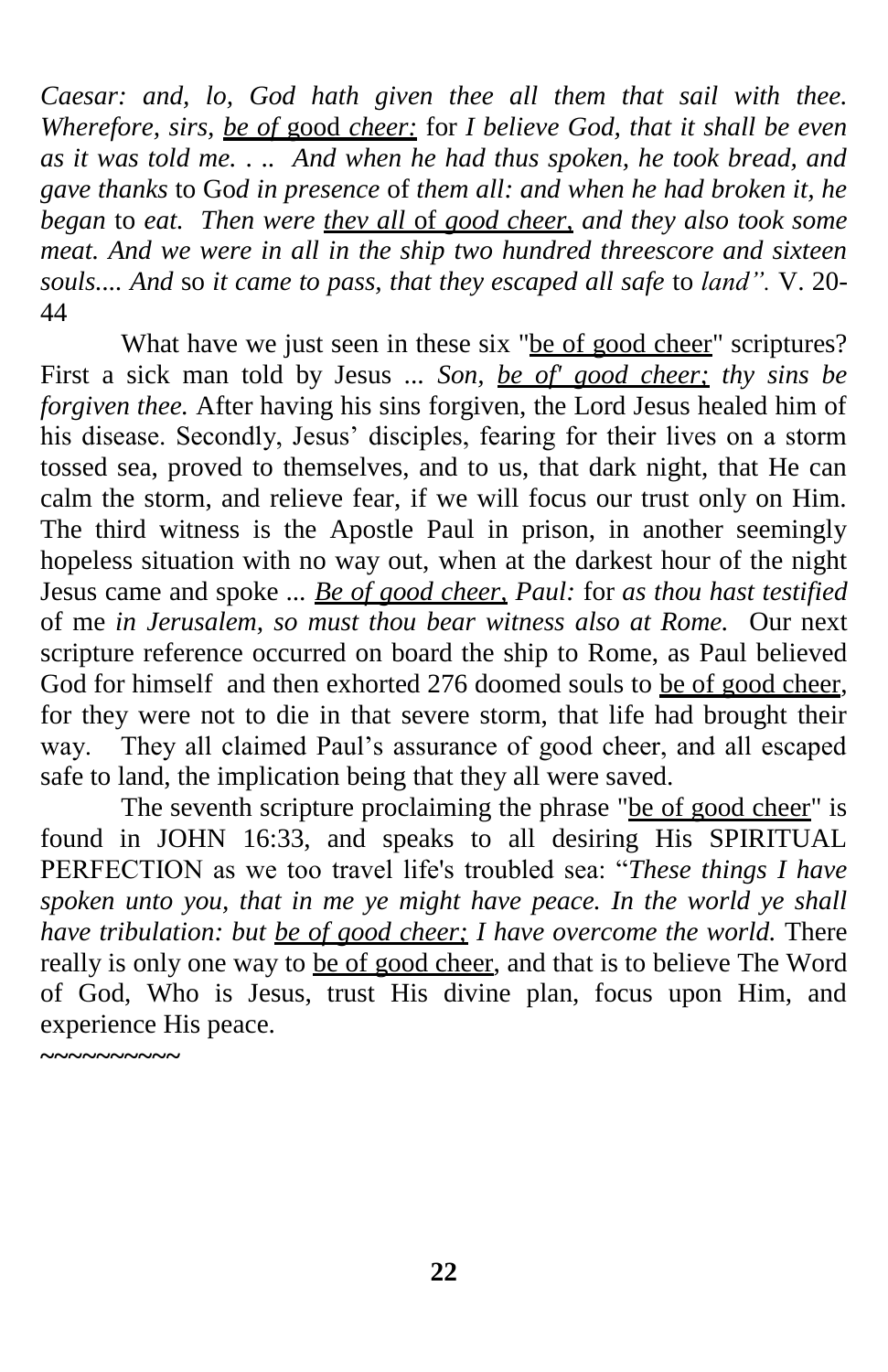*Caesar: and, lo, God hath given thee all them that sail with thee. Wherefore, sirs, be of* good *cheer:* for *I believe God, that it shall be even as it was told me. . .. And when he had thus spoken, he took bread, and gave thanks* to God *in presence* of *them all: and when he had broken it, he began* to *eat. Then were they all* of *good cheer, and they also took some meat. And we were in all in the ship two hundred threescore and sixteen souls.... And* so *it came to pass, that they escaped all safe* to *land".* V. 20-44

What have we just seen in these six "be of good cheer" scriptures? First a sick man told by Jesus ... *Son, be of' good cheer; thy sins be forgiven thee.* After having his sins forgiven, the Lord Jesus healed him of his disease. Secondly, Jesus' disciples, fearing for their lives on a storm tossed sea, proved to themselves, and to us, that dark night, that He can calm the storm, and relieve fear, if we will focus our trust only on Him. The third witness is the Apostle Paul in prison, in another seemingly hopeless situation with no way out, when at the darkest hour of the night Jesus came and spoke ... *Be of good cheer, Paul:* for *as thou hast testified* of me *in Jerusalem, so must thou bear witness also at Rome.* Our next scripture reference occurred on board the ship to Rome, as Paul believed God for himself and then exhorted 276 doomed souls to be of good cheer, for they were not to die in that severe storm, that life had brought their way. They all claimed Paul's assurance of good cheer, and all escaped safe to land, the implication being that they all were saved.

The seventh scripture proclaiming the phrase "be of good cheer" is found in JOHN 16:33, and speaks to all desiring His SPIRITUAL PERFECTION as we too travel life's troubled sea: "*These things I have spoken unto you, that in me ye might have peace. In the world ye shall have tribulation: but be of good cheer; I have overcome the world.* There really is only one way to be of good cheer, and that is to believe The Word of God, Who is Jesus, trust His divine plan, focus upon Him, and experience His peace.

~~~~~~~~~~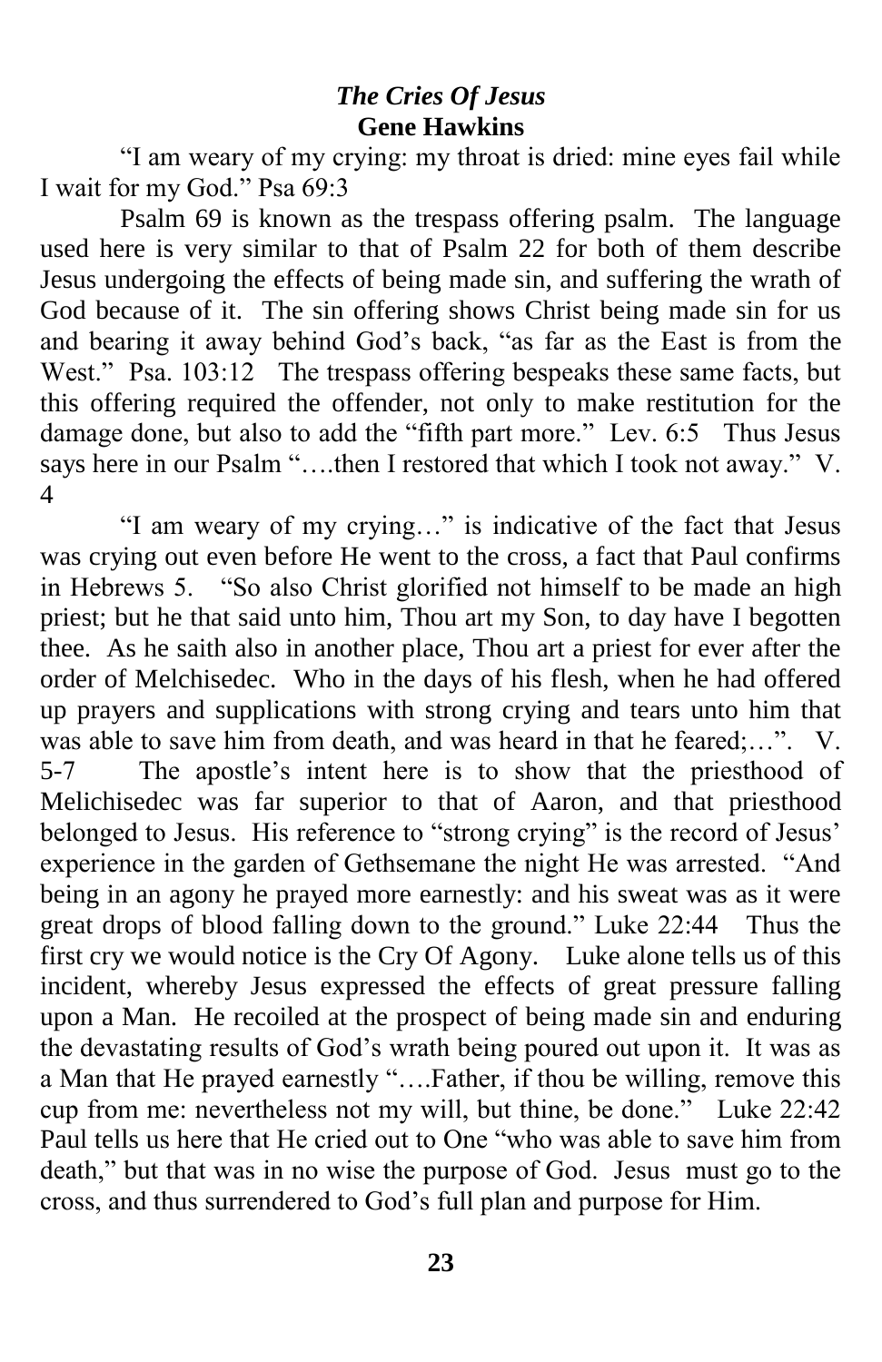## *The Cries Of Jesus*
**Gene Hawkins**

"I am weary of my crying: my throat is dried: mine eyes fail while I wait for my God." Psa 69:3

Psalm 69 is known as the trespass offering psalm. The language used here is very similar to that of Psalm 22 for both of them describe Jesus undergoing the effects of being made sin, and suffering the wrath of God because of it. The sin offering shows Christ being made sin for us and bearing it away behind God's back, "as far as the East is from the West." Psa. 103:12 The trespass offering bespeaks these same facts, but this offering required the offender, not only to make restitution for the damage done, but also to add the "fifth part more." Lev. 6:5 Thus Jesus says here in our Psalm "….then I restored that which I took not away." V. 4

"I am weary of my crying…" is indicative of the fact that Jesus was crying out even before He went to the cross, a fact that Paul confirms in Hebrews 5. "So also Christ glorified not himself to be made an high priest; but he that said unto him, Thou art my Son, to day have I begotten thee. As he saith also in another place, Thou art a priest for ever after the order of Melchisedec. Who in the days of his flesh, when he had offered up prayers and supplications with strong crying and tears unto him that was able to save him from death, and was heard in that he feared;…". V. 5-7 The apostle's intent here is to show that the priesthood of Melichisedec was far superior to that of Aaron, and that priesthood belonged to Jesus. His reference to "strong crying" is the record of Jesus' experience in the garden of Gethsemane the night He was arrested. "And being in an agony he prayed more earnestly: and his sweat was as it were great drops of blood falling down to the ground." Luke 22:44 Thus the first cry we would notice is the Cry Of Agony. Luke alone tells us of this incident, whereby Jesus expressed the effects of great pressure falling upon a Man. He recoiled at the prospect of being made sin and enduring the devastating results of God's wrath being poured out upon it. It was as a Man that He prayed earnestly "….Father, if thou be willing, remove this cup from me: nevertheless not my will, but thine, be done." Luke 22:42 Paul tells us here that He cried out to One "who was able to save him from death," but that was in no wise the purpose of God. Jesus must go to the cross, and thus surrendered to God's full plan and purpose for Him.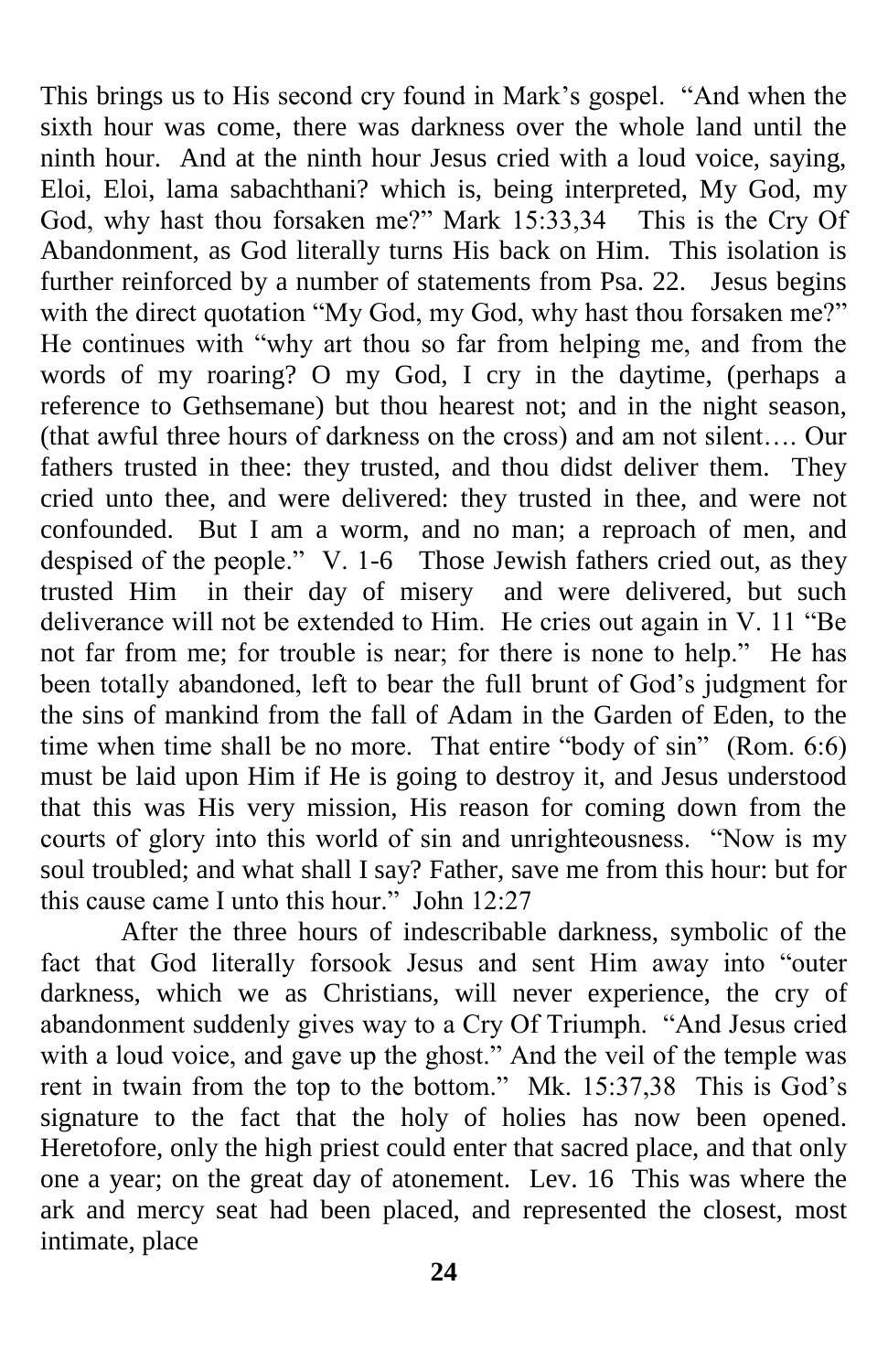This brings us to His second cry found in Mark's gospel. "And when the sixth hour was come, there was darkness over the whole land until the ninth hour. And at the ninth hour Jesus cried with a loud voice, saying, Eloi, Eloi, lama sabachthani? which is, being interpreted, My God, my God, why hast thou forsaken me?" Mark 15:33,34 This is the Cry Of Abandonment, as God literally turns His back on Him. This isolation is further reinforced by a number of statements from Psa. 22. Jesus begins with the direct quotation "My God, my God, why hast thou forsaken me?" He continues with "why art thou so far from helping me, and from the words of my roaring? O my God, I cry in the daytime, (perhaps a reference to Gethsemane) but thou hearest not; and in the night season, (that awful three hours of darkness on the cross) and am not silent…. Our fathers trusted in thee: they trusted, and thou didst deliver them. They cried unto thee, and were delivered: they trusted in thee, and were not confounded. But I am a worm, and no man; a reproach of men, and despised of the people." V. 1-6 Those Jewish fathers cried out, as they trusted Him in their day of misery and were delivered, but such deliverance will not be extended to Him. He cries out again in V. 11 "Be not far from me; for trouble is near; for there is none to help." He has been totally abandoned, left to bear the full brunt of God's judgment for the sins of mankind from the fall of Adam in the Garden of Eden, to the time when time shall be no more. That entire "body of sin" (Rom. 6:6) must be laid upon Him if He is going to destroy it, and Jesus understood that this was His very mission, His reason for coming down from the courts of glory into this world of sin and unrighteousness. "Now is my soul troubled; and what shall I say? Father, save me from this hour: but for this cause came I unto this hour." John 12:27

After the three hours of indescribable darkness, symbolic of the fact that God literally forsook Jesus and sent Him away into "outer darkness, which we as Christians, will never experience, the cry of abandonment suddenly gives way to a Cry Of Triumph. "And Jesus cried with a loud voice, and gave up the ghost." And the veil of the temple was rent in twain from the top to the bottom." Mk. 15:37,38 This is God's signature to the fact that the holy of holies has now been opened. Heretofore, only the high priest could enter that sacred place, and that only one a year; on the great day of atonement. Lev. 16 This was where the ark and mercy seat had been placed, and represented the closest, most intimate, place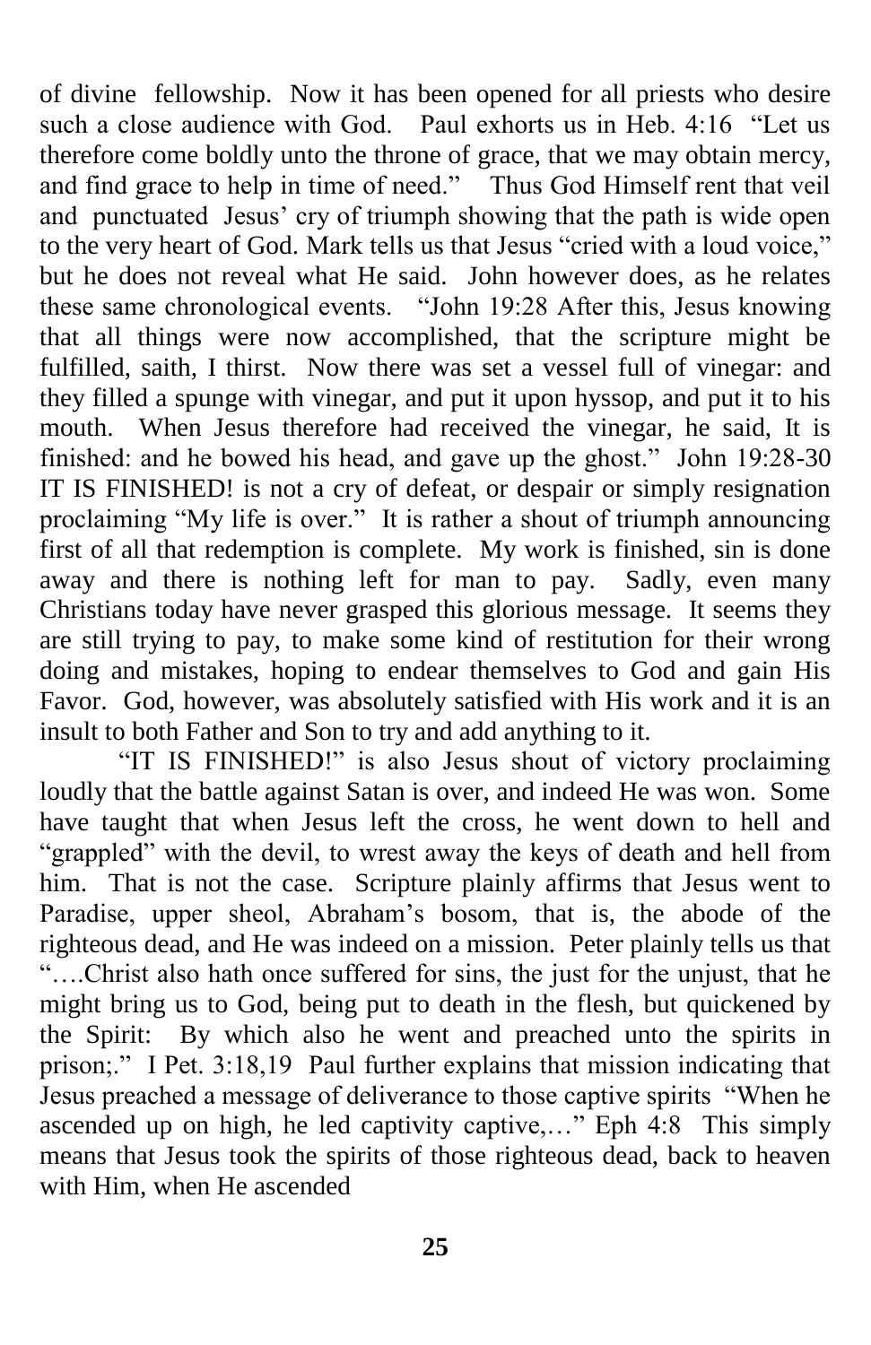of divine fellowship. Now it has been opened for all priests who desire such a close audience with God. Paul exhorts us in Heb. 4:16 "Let us therefore come boldly unto the throne of grace, that we may obtain mercy, and find grace to help in time of need." Thus God Himself rent that veil and punctuated Jesus' cry of triumph showing that the path is wide open to the very heart of God. Mark tells us that Jesus "cried with a loud voice," but he does not reveal what He said. John however does, as he relates these same chronological events. "John 19:28 After this, Jesus knowing that all things were now accomplished, that the scripture might be fulfilled, saith, I thirst. Now there was set a vessel full of vinegar: and they filled a spunge with vinegar, and put it upon hyssop, and put it to his mouth. When Jesus therefore had received the vinegar, he said, It is finished: and he bowed his head, and gave up the ghost." John 19:28-30 IT IS FINISHED! is not a cry of defeat, or despair or simply resignation proclaiming "My life is over." It is rather a shout of triumph announcing first of all that redemption is complete. My work is finished, sin is done away and there is nothing left for man to pay. Sadly, even many Christians today have never grasped this glorious message. It seems they are still trying to pay, to make some kind of restitution for their wrong doing and mistakes, hoping to endear themselves to God and gain His Favor. God, however, was absolutely satisfied with His work and it is an insult to both Father and Son to try and add anything to it.

"IT IS FINISHED!" is also Jesus shout of victory proclaiming loudly that the battle against Satan is over, and indeed He was won. Some have taught that when Jesus left the cross, he went down to hell and "grappled" with the devil, to wrest away the keys of death and hell from him. That is not the case. Scripture plainly affirms that Jesus went to Paradise, upper sheol, Abraham's bosom, that is, the abode of the righteous dead, and He was indeed on a mission. Peter plainly tells us that "….Christ also hath once suffered for sins, the just for the unjust, that he might bring us to God, being put to death in the flesh, but quickened by the Spirit: By which also he went and preached unto the spirits in prison;." I Pet. 3:18,19 Paul further explains that mission indicating that Jesus preached a message of deliverance to those captive spirits "When he ascended up on high, he led captivity captive,…" Eph 4:8 This simply means that Jesus took the spirits of those righteous dead, back to heaven with Him, when He ascended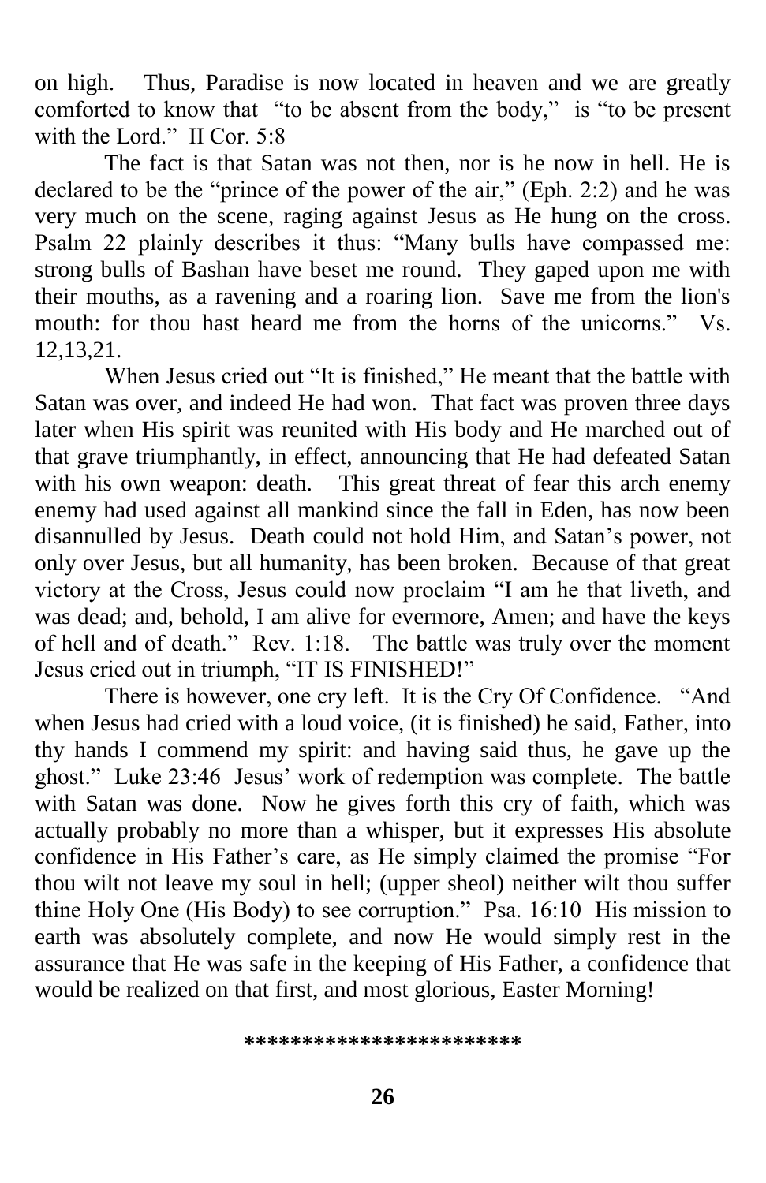on high. Thus, Paradise is now located in heaven and we are greatly comforted to know that "to be absent from the body," is "to be present with the Lord." II Cor. 5:8

The fact is that Satan was not then, nor is he now in hell. He is declared to be the "prince of the power of the air," (Eph. 2:2) and he was very much on the scene, raging against Jesus as He hung on the cross. Psalm 22 plainly describes it thus: "Many bulls have compassed me: strong bulls of Bashan have beset me round. They gaped upon me with their mouths, as a ravening and a roaring lion. Save me from the lion's mouth: for thou hast heard me from the horns of the unicorns." Vs. 12,13,21.

When Jesus cried out "It is finished," He meant that the battle with Satan was over, and indeed He had won. That fact was proven three days later when His spirit was reunited with His body and He marched out of that grave triumphantly, in effect, announcing that He had defeated Satan with his own weapon: death. This great threat of fear this arch enemy enemy had used against all mankind since the fall in Eden, has now been disannulled by Jesus. Death could not hold Him, and Satan's power, not only over Jesus, but all humanity, has been broken. Because of that great victory at the Cross, Jesus could now proclaim "I am he that liveth, and was dead; and, behold, I am alive for evermore, Amen; and have the keys of hell and of death." Rev. 1:18. The battle was truly over the moment Jesus cried out in triumph, "IT IS FINISHED!"

There is however, one cry left. It is the Cry Of Confidence. "And when Jesus had cried with a loud voice, (it is finished) he said, Father, into thy hands I commend my spirit: and having said thus, he gave up the ghost." Luke 23:46 Jesus' work of redemption was complete. The battle with Satan was done. Now he gives forth this cry of faith, which was actually probably no more than a whisper, but it expresses His absolute confidence in His Father's care, as He simply claimed the promise "For thou wilt not leave my soul in hell; (upper sheol) neither wilt thou suffer thine Holy One (His Body) to see corruption." Psa. 16:10 His mission to earth was absolutely complete, and now He would simply rest in the assurance that He was safe in the keeping of His Father, a confidence that would be realized on that first, and most glorious, Easter Morning!

**\*\*\*\*\*\*\*\*\*\*\*\*\*\*\*\*\*\*\*\*\*\*\*\***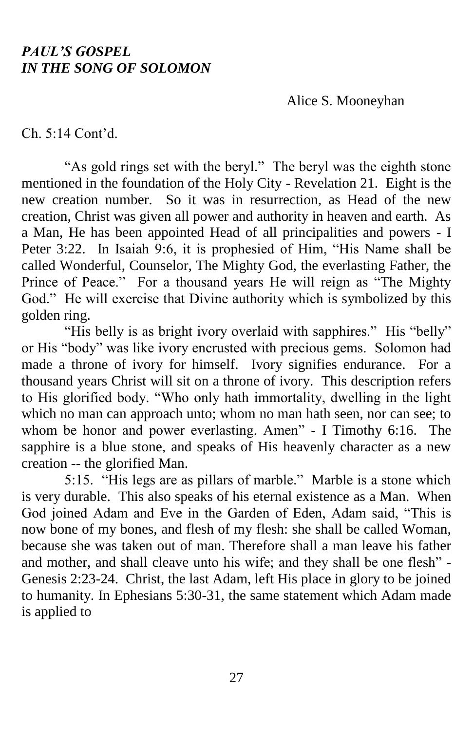## *PAUL'S GOSPEL IN THE SONG OF SOLOMON*

Alice S. Mooneyhan

Ch. 5:14 Cont'd.

"As gold rings set with the beryl." The beryl was the eighth stone mentioned in the foundation of the Holy City - Revelation 21. Eight is the new creation number. So it was in resurrection, as Head of the new creation, Christ was given all power and authority in heaven and earth. As a Man, He has been appointed Head of all principalities and powers - I Peter 3:22. In Isaiah 9:6, it is prophesied of Him, "His Name shall be called Wonderful, Counselor, The Mighty God, the everlasting Father, the Prince of Peace." For a thousand years He will reign as "The Mighty God." He will exercise that Divine authority which is symbolized by this golden ring.

"His belly is as bright ivory overlaid with sapphires." His "belly" or His "body" was like ivory encrusted with precious gems. Solomon had made a throne of ivory for himself. Ivory signifies endurance. For a thousand years Christ will sit on a throne of ivory. This description refers to His glorified body. "Who only hath immortality, dwelling in the light which no man can approach unto; whom no man hath seen, nor can see; to whom be honor and power everlasting. Amen" - I Timothy 6:16. The sapphire is a blue stone, and speaks of His heavenly character as a new creation -- the glorified Man.

5:15. "His legs are as pillars of marble." Marble is a stone which is very durable. This also speaks of his eternal existence as a Man. When God joined Adam and Eve in the Garden of Eden, Adam said, "This is now bone of my bones, and flesh of my flesh: she shall be called Woman, because she was taken out of man. Therefore shall a man leave his father and mother, and shall cleave unto his wife; and they shall be one flesh" - Genesis 2:23-24. Christ, the last Adam, left His place in glory to be joined to humanity. In Ephesians 5:30-31, the same statement which Adam made is applied to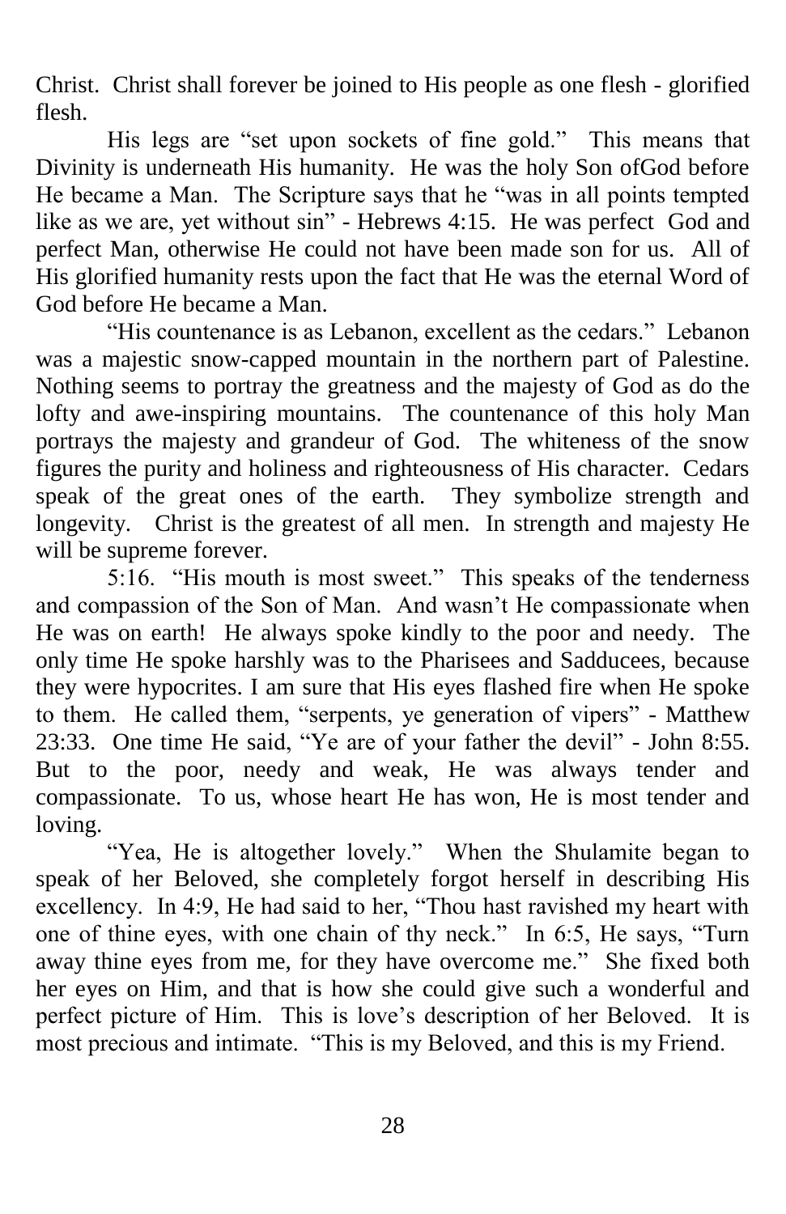Christ. Christ shall forever be joined to His people as one flesh - glorified flesh.

His legs are "set upon sockets of fine gold." This means that Divinity is underneath His humanity. He was the holy Son ofGod before He became a Man. The Scripture says that he "was in all points tempted like as we are, yet without sin" - Hebrews 4:15. He was perfect God and perfect Man, otherwise He could not have been made son for us. All of His glorified humanity rests upon the fact that He was the eternal Word of God before He became a Man.

"His countenance is as Lebanon, excellent as the cedars." Lebanon was a majestic snow-capped mountain in the northern part of Palestine. Nothing seems to portray the greatness and the majesty of God as do the lofty and awe-inspiring mountains. The countenance of this holy Man portrays the majesty and grandeur of God. The whiteness of the snow figures the purity and holiness and righteousness of His character. Cedars speak of the great ones of the earth. They symbolize strength and longevity. Christ is the greatest of all men. In strength and majesty He will be supreme forever.

5:16. "His mouth is most sweet." This speaks of the tenderness and compassion of the Son of Man. And wasn't He compassionate when He was on earth! He always spoke kindly to the poor and needy. The only time He spoke harshly was to the Pharisees and Sadducees, because they were hypocrites. I am sure that His eyes flashed fire when He spoke to them. He called them, "serpents, ye generation of vipers" - Matthew 23:33. One time He said, "Ye are of your father the devil" - John 8:55. But to the poor, needy and weak, He was always tender and compassionate. To us, whose heart He has won, He is most tender and loving.

"Yea, He is altogether lovely." When the Shulamite began to speak of her Beloved, she completely forgot herself in describing His excellency. In 4:9, He had said to her, "Thou hast ravished my heart with one of thine eyes, with one chain of thy neck." In 6:5, He says, "Turn away thine eyes from me, for they have overcome me." She fixed both her eyes on Him, and that is how she could give such a wonderful and perfect picture of Him. This is love's description of her Beloved. It is most precious and intimate. "This is my Beloved, and this is my Friend.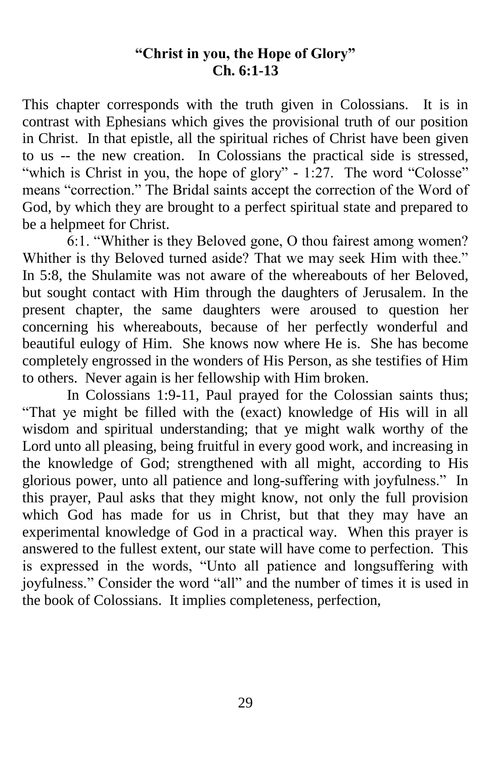## "Christ in you, the Hope of Glory"
## Ch. 6:1-13

This chapter corresponds with the truth given in Colossians. It is in contrast with Ephesians which gives the provisional truth of our position in Christ. In that epistle, all the spiritual riches of Christ have been given to us -- the new creation. In Colossians the practical side is stressed, "which is Christ in you, the hope of glory" - 1:27. The word "Colosse" means "correction." The Bridal saints accept the correction of the Word of God, by which they are brought to a perfect spiritual state and prepared to be a helpmeet for Christ.

6:1. "Whither is they Beloved gone, O thou fairest among women? Whither is thy Beloved turned aside? That we may seek Him with thee." In 5:8, the Shulamite was not aware of the whereabouts of her Beloved, but sought contact with Him through the daughters of Jerusalem. In the present chapter, the same daughters were aroused to question her concerning his whereabouts, because of her perfectly wonderful and beautiful eulogy of Him. She knows now where He is. She has become completely engrossed in the wonders of His Person, as she testifies of Him to others. Never again is her fellowship with Him broken.

In Colossians 1:9-11, Paul prayed for the Colossian saints thus; "That ye might be filled with the (exact) knowledge of His will in all wisdom and spiritual understanding; that ye might walk worthy of the Lord unto all pleasing, being fruitful in every good work, and increasing in the knowledge of God; strengthened with all might, according to His glorious power, unto all patience and long-suffering with joyfulness." In this prayer, Paul asks that they might know, not only the full provision which God has made for us in Christ, but that they may have an experimental knowledge of God in a practical way. When this prayer is answered to the fullest extent, our state will have come to perfection. This is expressed in the words, "Unto all patience and longsuffering with joyfulness." Consider the word "all" and the number of times it is used in the book of Colossians. It implies completeness, perfection,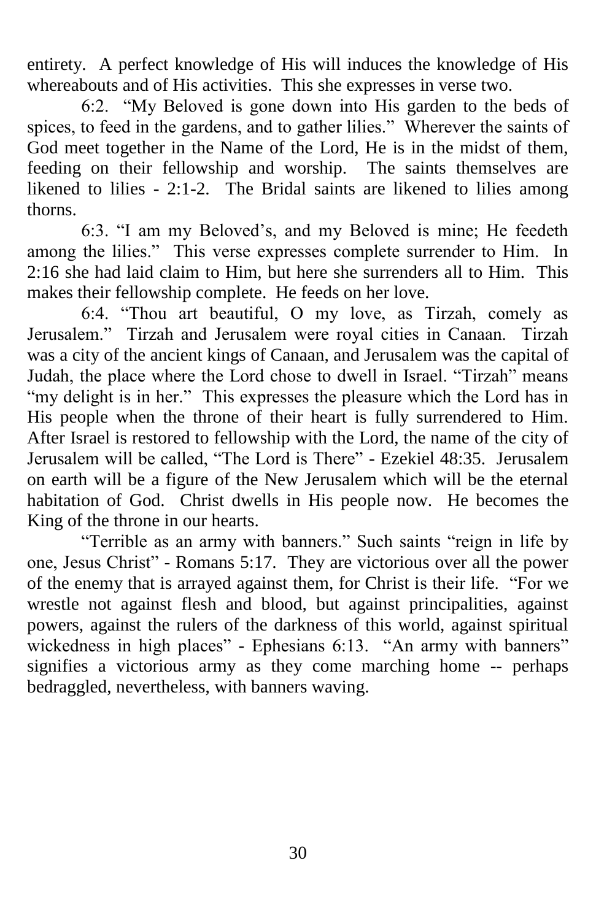entirety. A perfect knowledge of His will induces the knowledge of His whereabouts and of His activities. This she expresses in verse two.

6:2. "My Beloved is gone down into His garden to the beds of spices, to feed in the gardens, and to gather lilies." Wherever the saints of God meet together in the Name of the Lord, He is in the midst of them, feeding on their fellowship and worship. The saints themselves are likened to lilies - 2:1-2. The Bridal saints are likened to lilies among thorns.

6:3. "I am my Beloved's, and my Beloved is mine; He feedeth among the lilies." This verse expresses complete surrender to Him. In 2:16 she had laid claim to Him, but here she surrenders all to Him. This makes their fellowship complete. He feeds on her love.

6:4. "Thou art beautiful, O my love, as Tirzah, comely as Jerusalem." Tirzah and Jerusalem were royal cities in Canaan. Tirzah was a city of the ancient kings of Canaan, and Jerusalem was the capital of Judah, the place where the Lord chose to dwell in Israel. "Tirzah" means "my delight is in her." This expresses the pleasure which the Lord has in His people when the throne of their heart is fully surrendered to Him. After Israel is restored to fellowship with the Lord, the name of the city of Jerusalem will be called, "The Lord is There" - Ezekiel 48:35. Jerusalem on earth will be a figure of the New Jerusalem which will be the eternal habitation of God. Christ dwells in His people now. He becomes the King of the throne in our hearts.

"Terrible as an army with banners." Such saints "reign in life by one, Jesus Christ" - Romans 5:17. They are victorious over all the power of the enemy that is arrayed against them, for Christ is their life. "For we wrestle not against flesh and blood, but against principalities, against powers, against the rulers of the darkness of this world, against spiritual wickedness in high places" - Ephesians 6:13. "An army with banners" signifies a victorious army as they come marching home -- perhaps bedraggled, nevertheless, with banners waving.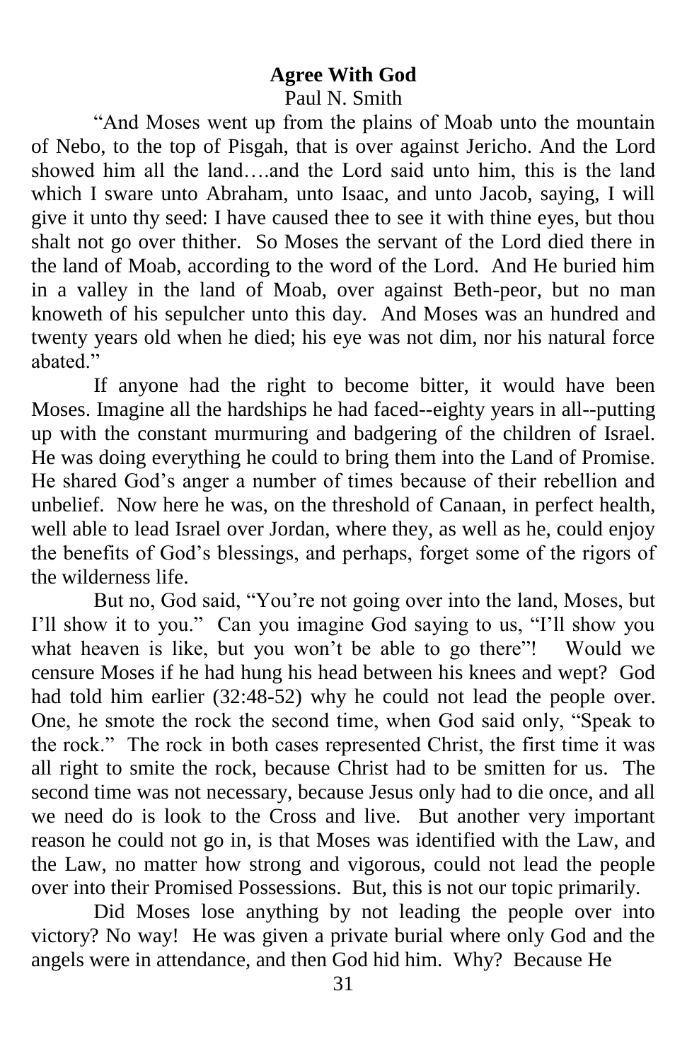## Agree With God

Paul N. Smith

"And Moses went up from the plains of Moab unto the mountain of Nebo, to the top of Pisgah, that is over against Jericho. And the Lord showed him all the land….and the Lord said unto him, this is the land which I sware unto Abraham, unto Isaac, and unto Jacob, saying, I will give it unto thy seed: I have caused thee to see it with thine eyes, but thou shalt not go over thither. So Moses the servant of the Lord died there in the land of Moab, according to the word of the Lord. And He buried him in a valley in the land of Moab, over against Beth-peor, but no man knoweth of his sepulcher unto this day. And Moses was an hundred and twenty years old when he died; his eye was not dim, nor his natural force abated."

If anyone had the right to become bitter, it would have been Moses. Imagine all the hardships he had faced--eighty years in all--putting up with the constant murmuring and badgering of the children of Israel. He was doing everything he could to bring them into the Land of Promise. He shared God's anger a number of times because of their rebellion and unbelief. Now here he was, on the threshold of Canaan, in perfect health, well able to lead Israel over Jordan, where they, as well as he, could enjoy the benefits of God's blessings, and perhaps, forget some of the rigors of the wilderness life.

But no, God said, "You're not going over into the land, Moses, but I'll show it to you." Can you imagine God saying to us, "I'll show you what heaven is like, but you won't be able to go there"! Would we censure Moses if he had hung his head between his knees and wept? God had told him earlier (32:48-52) why he could not lead the people over. One, he smote the rock the second time, when God said only, "Speak to the rock." The rock in both cases represented Christ, the first time it was all right to smite the rock, because Christ had to be smitten for us. The second time was not necessary, because Jesus only had to die once, and all we need do is look to the Cross and live. But another very important reason he could not go in, is that Moses was identified with the Law, and the Law, no matter how strong and vigorous, could not lead the people over into their Promised Possessions. But, this is not our topic primarily.

Did Moses lose anything by not leading the people over into victory? No way! He was given a private burial where only God and the angels were in attendance, and then God hid him. Why? Because He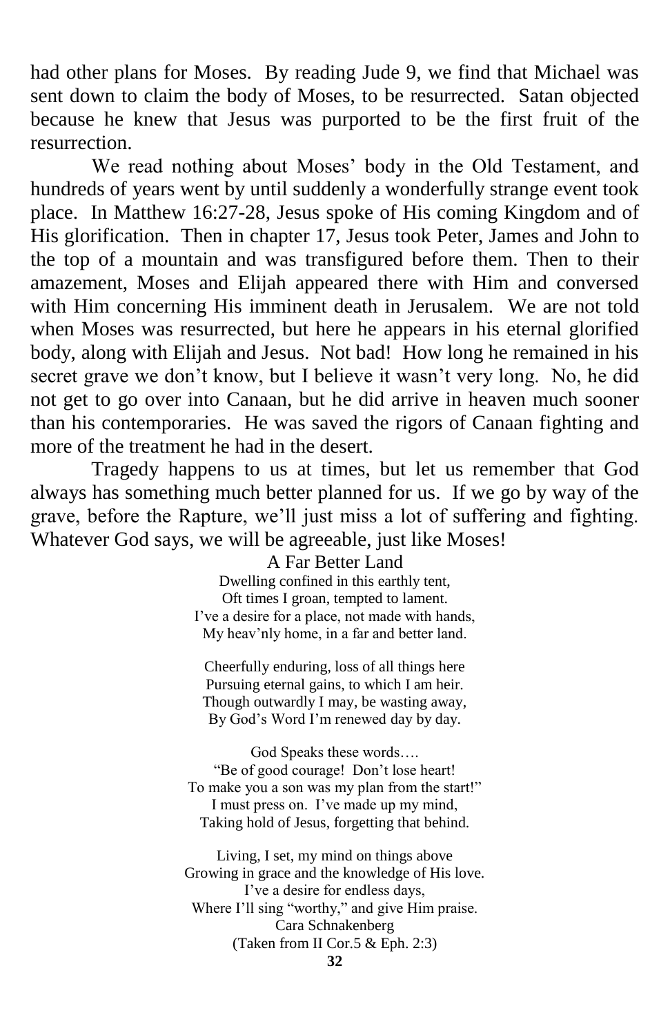had other plans for Moses. By reading Jude 9, we find that Michael was sent down to claim the body of Moses, to be resurrected. Satan objected because he knew that Jesus was purported to be the first fruit of the resurrection.

We read nothing about Moses' body in the Old Testament, and hundreds of years went by until suddenly a wonderfully strange event took place. In Matthew 16:27-28, Jesus spoke of His coming Kingdom and of His glorification. Then in chapter 17, Jesus took Peter, James and John to the top of a mountain and was transfigured before them. Then to their amazement, Moses and Elijah appeared there with Him and conversed with Him concerning His imminent death in Jerusalem. We are not told when Moses was resurrected, but here he appears in his eternal glorified body, along with Elijah and Jesus. Not bad! How long he remained in his secret grave we don't know, but I believe it wasn't very long. No, he did not get to go over into Canaan, but he did arrive in heaven much sooner than his contemporaries. He was saved the rigors of Canaan fighting and more of the treatment he had in the desert.

Tragedy happens to us at times, but let us remember that God always has something much better planned for us. If we go by way of the grave, before the Rapture, we'll just miss a lot of suffering and fighting. Whatever God says, we will be agreeable, just like Moses!

### A Far Better Land

Dwelling confined in this earthly tent,  
Oft times I groan, tempted to lament.  
I've a desire for a place, not made with hands,  
My heav'nly home, in a far and better land.

Cheerfully enduring, loss of all things here  
Pursuing eternal gains, to which I am heir.  
Though outwardly I may, be wasting away,  
By God's Word I'm renewed day by day.

God Speaks these words….  
"Be of good courage! Don't lose heart!  
To make you a son was my plan from the start!"  
I must press on. I've made up my mind,  
Taking hold of Jesus, forgetting that behind.

Living, I set, my mind on things above  
Growing in grace and the knowledge of His love.  
I've a desire for endless days,  
Where I'll sing "worthy," and give Him praise.

Cara Schnakenberg  
(Taken from II Cor.5 & Eph. 2:3)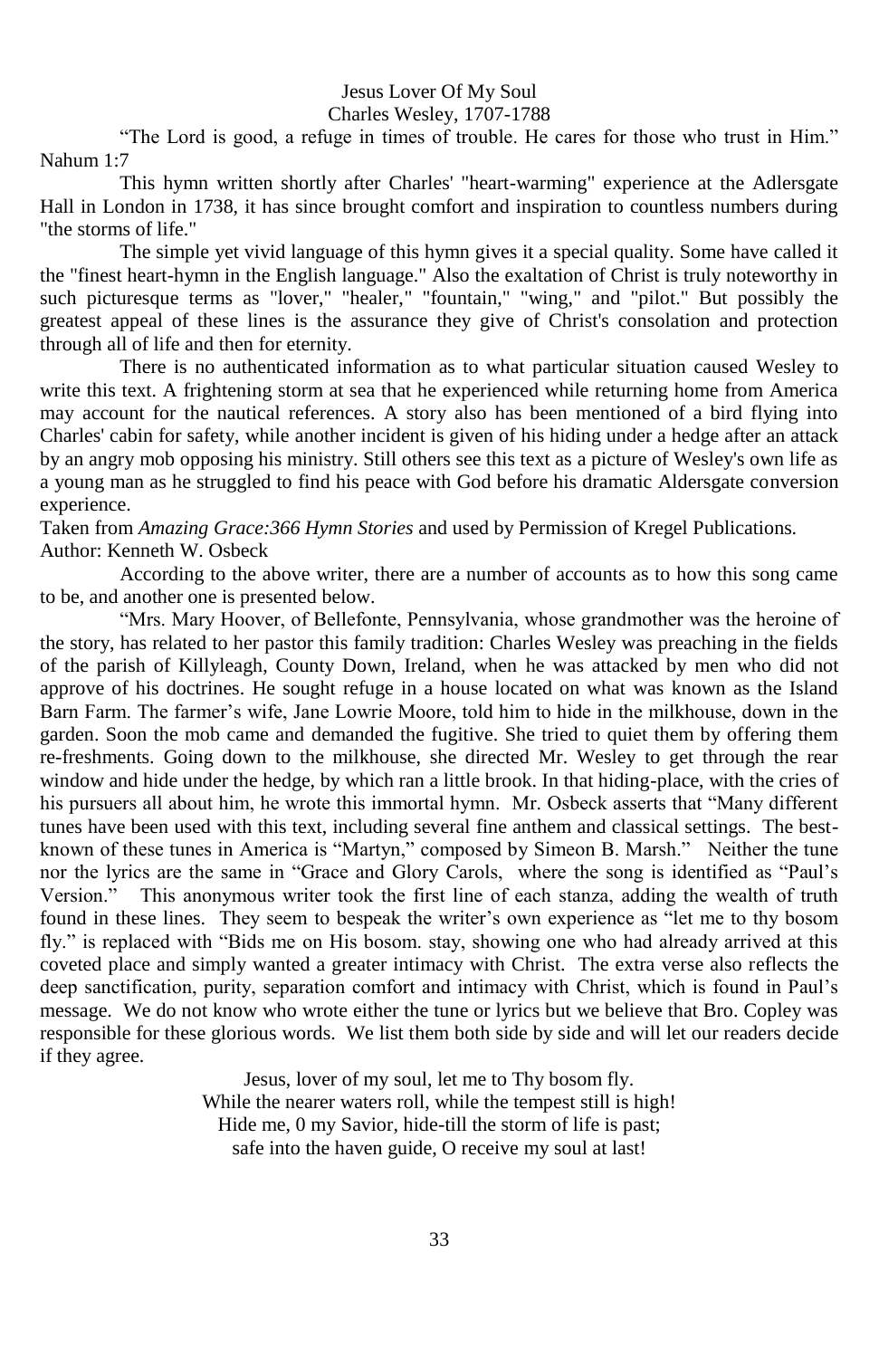Jesus Lover Of My Soul
Charles Wesley, 1707-1788

"The Lord is good, a refuge in times of trouble. He cares for those who trust in Him." Nahum 1:7

This hymn written shortly after Charles' "heart-warming" experience at the Adlersgate Hall in London in 1738, it has since brought comfort and inspiration to countless numbers during "the storms of life."

The simple yet vivid language of this hymn gives it a special quality. Some have called it the "finest heart-hymn in the English language." Also the exaltation of Christ is truly noteworthy in such picturesque terms as "lover," "healer," "fountain," "wing," and "pilot." But possibly the greatest appeal of these lines is the assurance they give of Christ's consolation and protection through all of life and then for eternity.

There is no authenticated information as to what particular situation caused Wesley to write this text. A frightening storm at sea that he experienced while returning home from America may account for the nautical references. A story also has been mentioned of a bird flying into Charles' cabin for safety, while another incident is given of his hiding under a hedge after an attack by an angry mob opposing his ministry. Still others see this text as a picture of Wesley's own life as a young man as he struggled to find his peace with God before his dramatic Aldersgate conversion experience.

Taken from *Amazing Grace:366 Hymn Stories* and used by Permission of Kregel Publications.
Author: Kenneth W. Osbeck

According to the above writer, there are a number of accounts as to how this song came to be, and another one is presented below.

"Mrs. Mary Hoover, of Bellefonte, Pennsylvania, whose grandmother was the heroine of the story, has related to her pastor this family tradition: Charles Wesley was preaching in the fields of the parish of Killyleagh, County Down, Ireland, when he was attacked by men who did not approve of his doctrines. He sought refuge in a house located on what was known as the Island Barn Farm. The farmer's wife, Jane Lowrie Moore, told him to hide in the milkhouse, down in the garden. Soon the mob came and demanded the fugitive. She tried to quiet them by offering them re-freshments. Going down to the milkhouse, she directed Mr. Wesley to get through the rear window and hide under the hedge, by which ran a little brook. In that hiding-place, with the cries of his pursuers all about him, he wrote this immortal hymn. Mr. Osbeck asserts that "Many different tunes have been used with this text, including several fine anthem and classical settings. The best-known of these tunes in America is "Martyn," composed by Simeon B. Marsh." Neither the tune nor the lyrics are the same in "Grace and Glory Carols, where the song is identified as "Paul's Version." This anonymous writer took the first line of each stanza, adding the wealth of truth found in these lines. They seem to bespeak the writer's own experience as "let me to thy bosom fly." is replaced with "Bids me on His bosom. stay, showing one who had already arrived at this coveted place and simply wanted a greater intimacy with Christ. The extra verse also reflects the deep sanctification, purity, separation comfort and intimacy with Christ, which is found in Paul's message. We do not know who wrote either the tune or lyrics but we believe that Bro. Copley was responsible for these glorious words. We list them both side by side and will let our readers decide if they agree.

Jesus, lover of my soul, let me to Thy bosom fly.
While the nearer waters roll, while the tempest still is high!
Hide me, 0 my Savior, hide-till the storm of life is past;
safe into the haven guide, O receive my soul at last!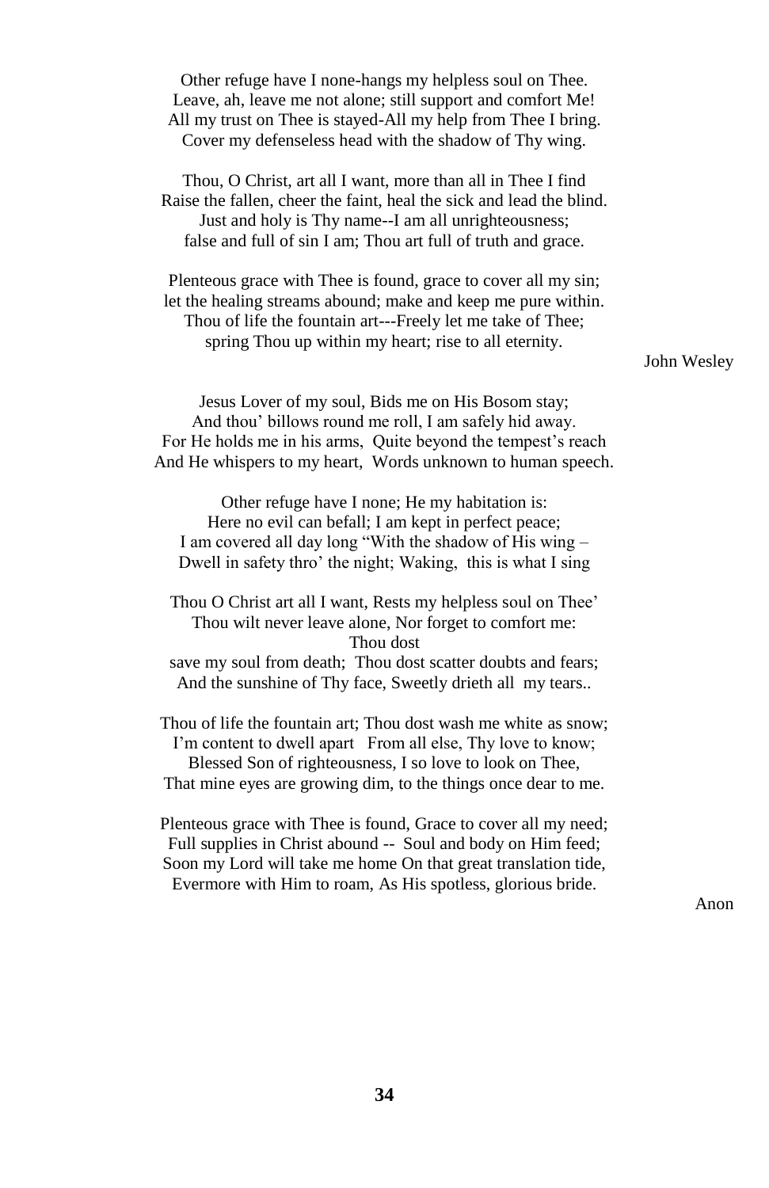Other refuge have I none-hangs my helpless soul on Thee.  
Leave, ah, leave me not alone; still support and comfort Me!  
All my trust on Thee is stayed-All my help from Thee I bring.  
Cover my defenseless head with the shadow of Thy wing.

Thou, O Christ, art all I want, more than all in Thee I find  
Raise the fallen, cheer the faint, heal the sick and lead the blind.  
Just and holy is Thy name--I am all unrighteousness;  
false and full of sin I am; Thou art full of truth and grace.

Plenteous grace with Thee is found, grace to cover all my sin;  
let the healing streams abound; make and keep me pure within.  
Thou of life the fountain art---Freely let me take of Thee;  
spring Thou up within my heart; rise to all eternity.

John Wesley

Jesus Lover of my soul, Bids me on His Bosom stay;  
And thou' billows round me roll, I am safely hid away.  
For He holds me in his arms, Quite beyond the tempest's reach  
And He whispers to my heart, Words unknown to human speech.

Other refuge have I none; He my habitation is:  
Here no evil can befall; I am kept in perfect peace;  
I am covered all day long "With the shadow of His wing –  
Dwell in safety thro' the night; Waking, this is what I sing

Thou O Christ art all I want, Rests my helpless soul on Thee'  
Thou wilt never leave alone, Nor forget to comfort me:  
Thou dost  
save my soul from death; Thou dost scatter doubts and fears;  
And the sunshine of Thy face, Sweetly drieth all my tears..

Thou of life the fountain art; Thou dost wash me white as snow;  
I'm content to dwell apart From all else, Thy love to know;  
Blessed Son of righteousness, I so love to look on Thee,  
That mine eyes are growing dim, to the things once dear to me.

Plenteous grace with Thee is found, Grace to cover all my need;  
Full supplies in Christ abound -- Soul and body on Him feed;  
Soon my Lord will take me home On that great translation tide,  
Evermore with Him to roam, As His spotless, glorious bride.

Anon